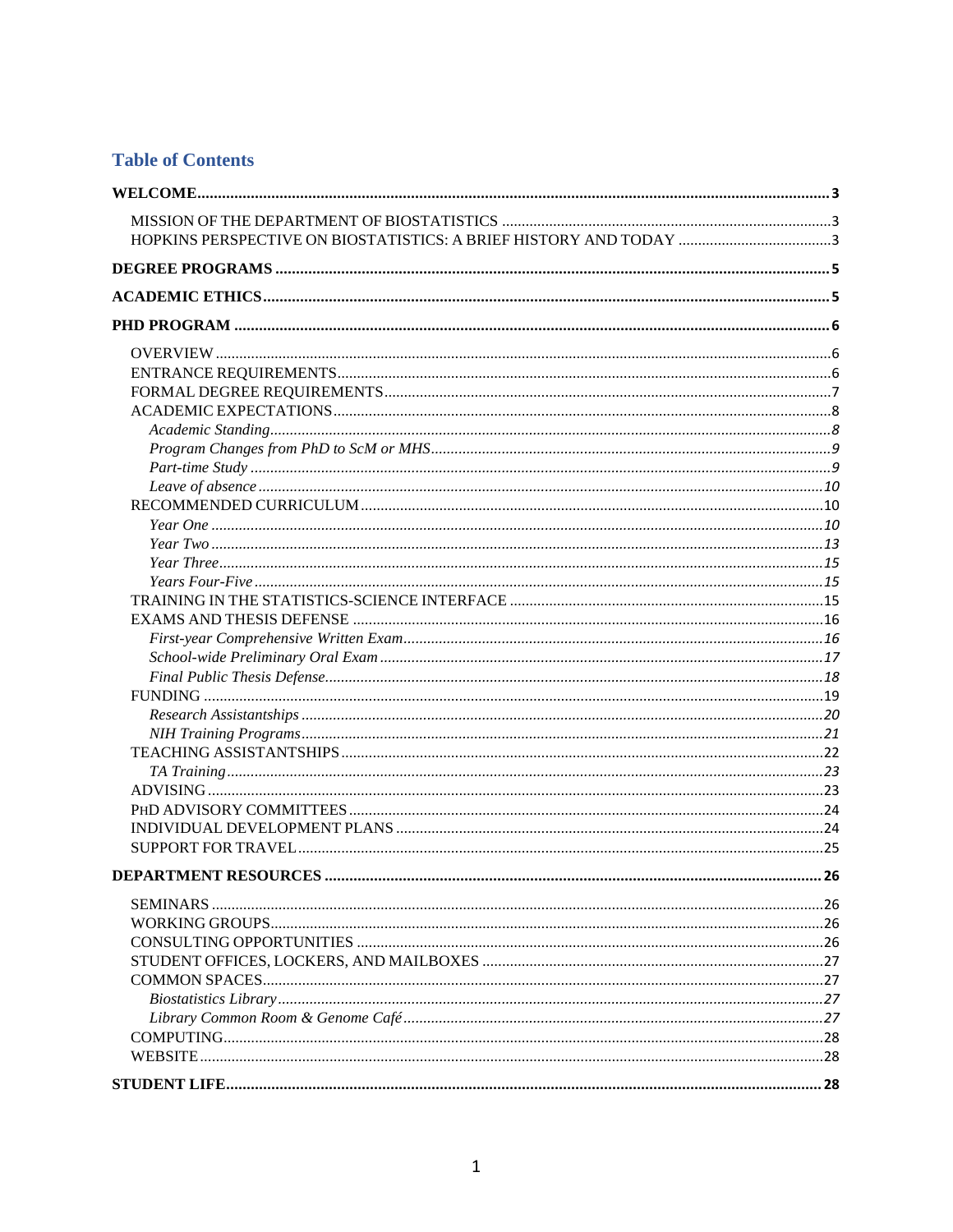## Table of Contents

**WELCOME** 3

- MISSION OF THE DEPARTMENT OF BIOSTATISTICS 3
- HOPKINS PERSPECTIVE ON BIOSTATISTICS: A BRIEF HISTORY AND TODAY 3

**DEGREE PROGRAMS** 5

**ACADEMIC ETHICS** 5

**PHD PROGRAM** 6

- OVERVIEW 6
- ENTRANCE REQUIREMENTS 6
- FORMAL DEGREE REQUIREMENTS 7
- ACADEMIC EXPECTATIONS 8
  - *Academic Standing* 8
  - *Program Changes from PhD to ScM or MHS* 9
  - *Part-time Study* 9
  - *Leave of absence* 10
- RECOMMENDED CURRICULUM 10
  - *Year One* 10
  - *Year Two* 13
  - *Year Three* 15
  - *Years Four-Five* 15
- TRAINING IN THE STATISTICS-SCIENCE INTERFACE 15
- EXAMS AND THESIS DEFENSE 16
  - *First-year Comprehensive Written Exam* 16
  - *School-wide Preliminary Oral Exam* 17
  - *Final Public Thesis Defense* 18
- FUNDING 19
  - *Research Assistantships* 20
  - *NIH Training Programs* 21
- TEACHING ASSISTANTSHIPS 22
  - *TA Training* 23
- ADVISING 23
- PHD ADVISORY COMMITTEES 24
- INDIVIDUAL DEVELOPMENT PLANS 24
- SUPPORT FOR TRAVEL 25

**DEPARTMENT RESOURCES** 26

- SEMINARS 26
- WORKING GROUPS 26
- CONSULTING OPPORTUNITIES 26
- STUDENT OFFICES, LOCKERS, AND MAILBOXES 27
- COMMON SPACES 27
  - *Biostatistics Library* 27
  - *Library Common Room & Genome Café* 27
- COMPUTING 28
- WEBSITE 28

**STUDENT LIFE** 28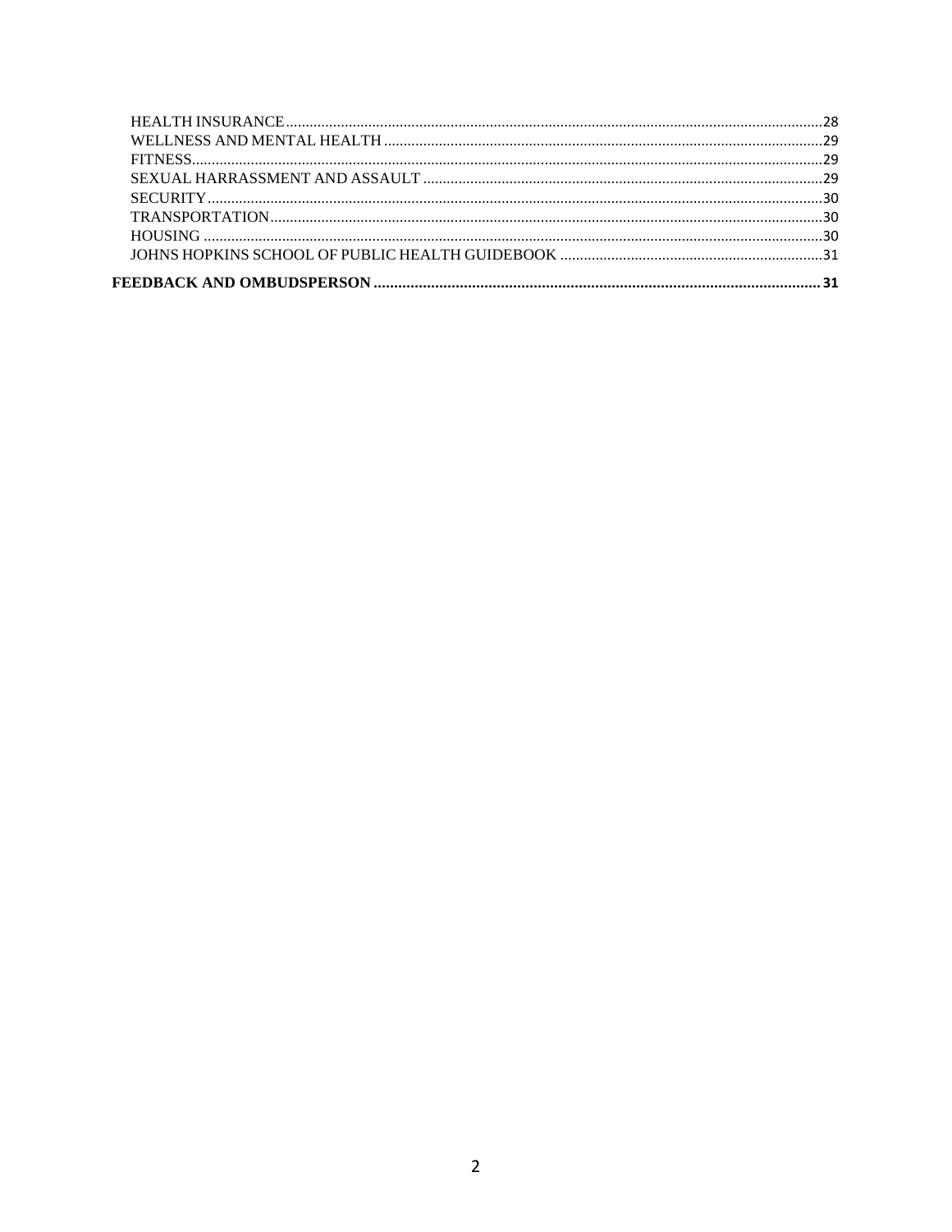HEALTH INSURANCE .......................................................................................................................... 28
WELLNESS AND MENTAL HEALTH ................................................................................................ 29
FITNESS .............................................................................................................................................. 29
SEXUAL HARRASSMENT AND ASSAULT ...................................................................................... 29
SECURITY ........................................................................................................................................... 30
TRANSPORTATION ............................................................................................................................ 30
HOUSING ............................................................................................................................................ 30
JOHNS HOPKINS SCHOOL OF PUBLIC HEALTH GUIDEBOOK ................................................... 31

**FEEDBACK AND OMBUDSPERSON ................................................................................................ 31**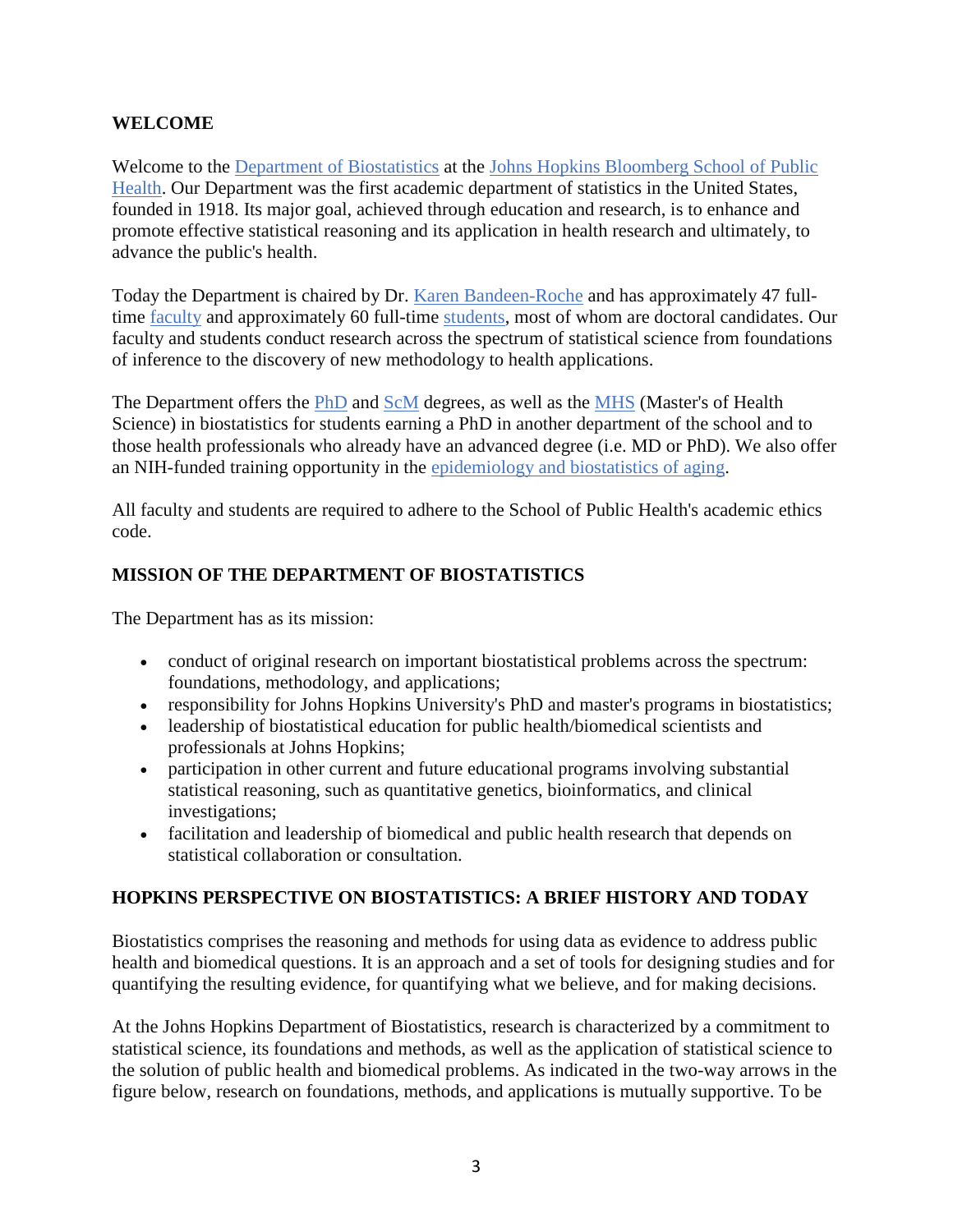## WELCOME

Welcome to the Department of Biostatistics at the Johns Hopkins Bloomberg School of Public Health. Our Department was the first academic department of statistics in the United States, founded in 1918. Its major goal, achieved through education and research, is to enhance and promote effective statistical reasoning and its application in health research and ultimately, to advance the public's health.

Today the Department is chaired by Dr. Karen Bandeen-Roche and has approximately 47 full-time faculty and approximately 60 full-time students, most of whom are doctoral candidates. Our faculty and students conduct research across the spectrum of statistical science from foundations of inference to the discovery of new methodology to health applications.

The Department offers the PhD and ScM degrees, as well as the MHS (Master's of Health Science) in biostatistics for students earning a PhD in another department of the school and to those health professionals who already have an advanced degree (i.e. MD or PhD). We also offer an NIH-funded training opportunity in the epidemiology and biostatistics of aging.

All faculty and students are required to adhere to the School of Public Health's academic ethics code.

## MISSION OF THE DEPARTMENT OF BIOSTATISTICS

The Department has as its mission:

- conduct of original research on important biostatistical problems across the spectrum: foundations, methodology, and applications;
- responsibility for Johns Hopkins University's PhD and master's programs in biostatistics;
- leadership of biostatistical education for public health/biomedical scientists and professionals at Johns Hopkins;
- participation in other current and future educational programs involving substantial statistical reasoning, such as quantitative genetics, bioinformatics, and clinical investigations;
- facilitation and leadership of biomedical and public health research that depends on statistical collaboration or consultation.

## HOPKINS PERSPECTIVE ON BIOSTATISTICS: A BRIEF HISTORY AND TODAY

Biostatistics comprises the reasoning and methods for using data as evidence to address public health and biomedical questions. It is an approach and a set of tools for designing studies and for quantifying the resulting evidence, for quantifying what we believe, and for making decisions.

At the Johns Hopkins Department of Biostatistics, research is characterized by a commitment to statistical science, its foundations and methods, as well as the application of statistical science to the solution of public health and biomedical problems. As indicated in the two-way arrows in the figure below, research on foundations, methods, and applications is mutually supportive. To be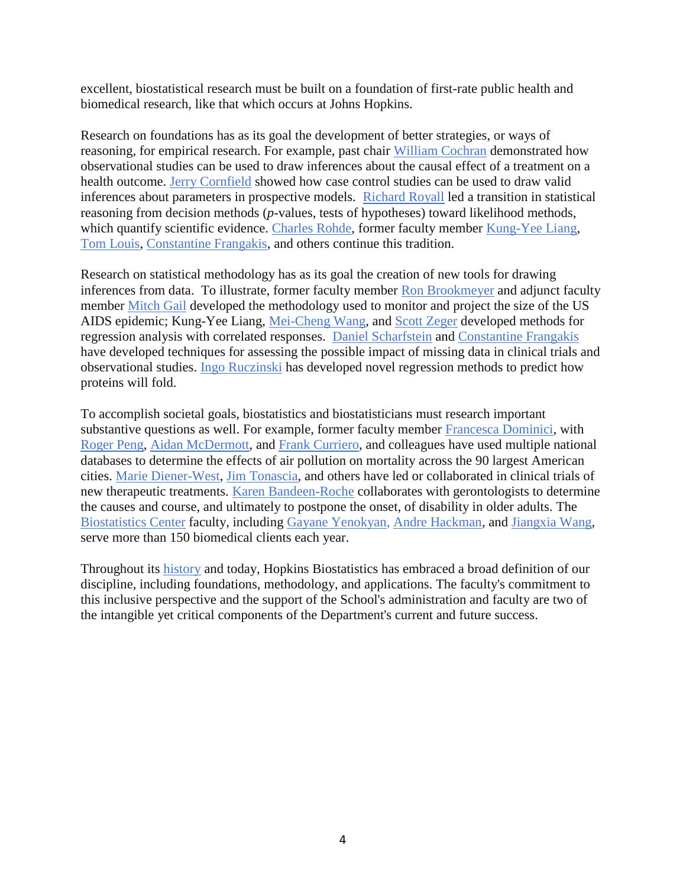excellent, biostatistical research must be built on a foundation of first-rate public health and biomedical research, like that which occurs at Johns Hopkins.

Research on foundations has as its goal the development of better strategies, or ways of reasoning, for empirical research. For example, past chair William Cochran demonstrated how observational studies can be used to draw inferences about the causal effect of a treatment on a health outcome. Jerry Cornfield showed how case control studies can be used to draw valid inferences about parameters in prospective models. Richard Royall led a transition in statistical reasoning from decision methods (*p*-values, tests of hypotheses) toward likelihood methods, which quantify scientific evidence. Charles Rohde, former faculty member Kung-Yee Liang, Tom Louis, Constantine Frangakis, and others continue this tradition.

Research on statistical methodology has as its goal the creation of new tools for drawing inferences from data. To illustrate, former faculty member Ron Brookmeyer and adjunct faculty member Mitch Gail developed the methodology used to monitor and project the size of the US AIDS epidemic; Kung-Yee Liang, Mei-Cheng Wang, and Scott Zeger developed methods for regression analysis with correlated responses. Daniel Scharfstein and Constantine Frangakis have developed techniques for assessing the possible impact of missing data in clinical trials and observational studies. Ingo Ruczinski has developed novel regression methods to predict how proteins will fold.

To accomplish societal goals, biostatistics and biostatisticians must research important substantive questions as well. For example, former faculty member Francesca Dominici, with Roger Peng, Aidan McDermott, and Frank Curriero, and colleagues have used multiple national databases to determine the effects of air pollution on mortality across the 90 largest American cities. Marie Diener-West, Jim Tonascia, and others have led or collaborated in clinical trials of new therapeutic treatments. Karen Bandeen-Roche collaborates with gerontologists to determine the causes and course, and ultimately to postpone the onset, of disability in older adults. The Biostatistics Center faculty, including Gayane Yenokyan, Andre Hackman, and Jiangxia Wang, serve more than 150 biomedical clients each year.

Throughout its history and today, Hopkins Biostatistics has embraced a broad definition of our discipline, including foundations, methodology, and applications. The faculty's commitment to this inclusive perspective and the support of the School's administration and faculty are two of the intangible yet critical components of the Department's current and future success.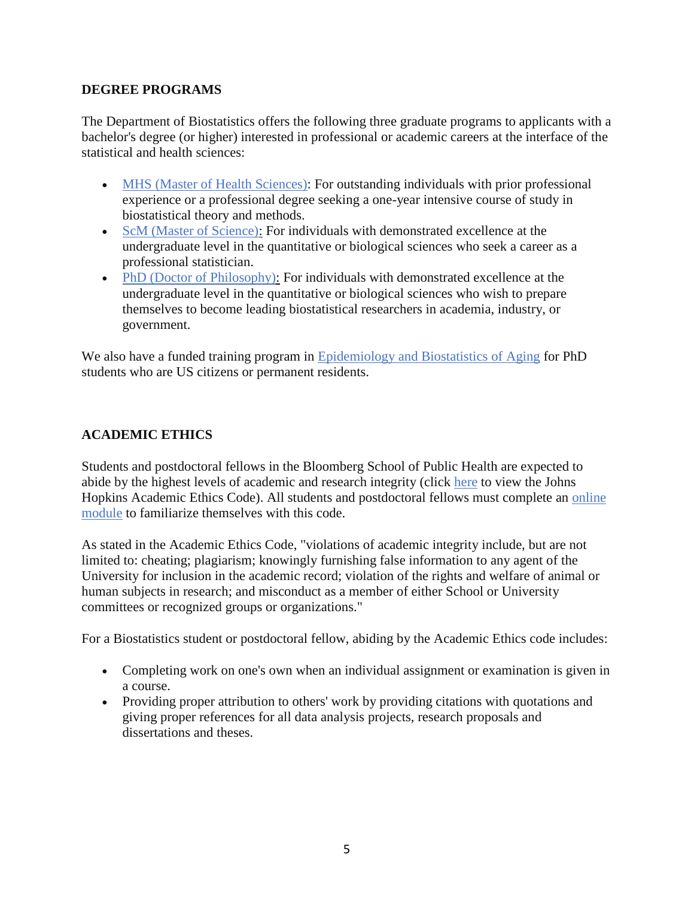## DEGREE PROGRAMS

The Department of Biostatistics offers the following three graduate programs to applicants with a bachelor's degree (or higher) interested in professional or academic careers at the interface of the statistical and health sciences:

- MHS (Master of Health Sciences): For outstanding individuals with prior professional experience or a professional degree seeking a one-year intensive course of study in biostatistical theory and methods.
- ScM (Master of Science): For individuals with demonstrated excellence at the undergraduate level in the quantitative or biological sciences who seek a career as a professional statistician.
- PhD (Doctor of Philosophy): For individuals with demonstrated excellence at the undergraduate level in the quantitative or biological sciences who wish to prepare themselves to become leading biostatistical researchers in academia, industry, or government.

We also have a funded training program in Epidemiology and Biostatistics of Aging for PhD students who are US citizens or permanent residents.

## ACADEMIC ETHICS

Students and postdoctoral fellows in the Bloomberg School of Public Health are expected to abide by the highest levels of academic and research integrity (click here to view the Johns Hopkins Academic Ethics Code). All students and postdoctoral fellows must complete an online module to familiarize themselves with this code.

As stated in the Academic Ethics Code, "violations of academic integrity include, but are not limited to: cheating; plagiarism; knowingly furnishing false information to any agent of the University for inclusion in the academic record; violation of the rights and welfare of animal or human subjects in research; and misconduct as a member of either School or University committees or recognized groups or organizations."

For a Biostatistics student or postdoctoral fellow, abiding by the Academic Ethics code includes:

- Completing work on one's own when an individual assignment or examination is given in a course.
- Providing proper attribution to others' work by providing citations with quotations and giving proper references for all data analysis projects, research proposals and dissertations and theses.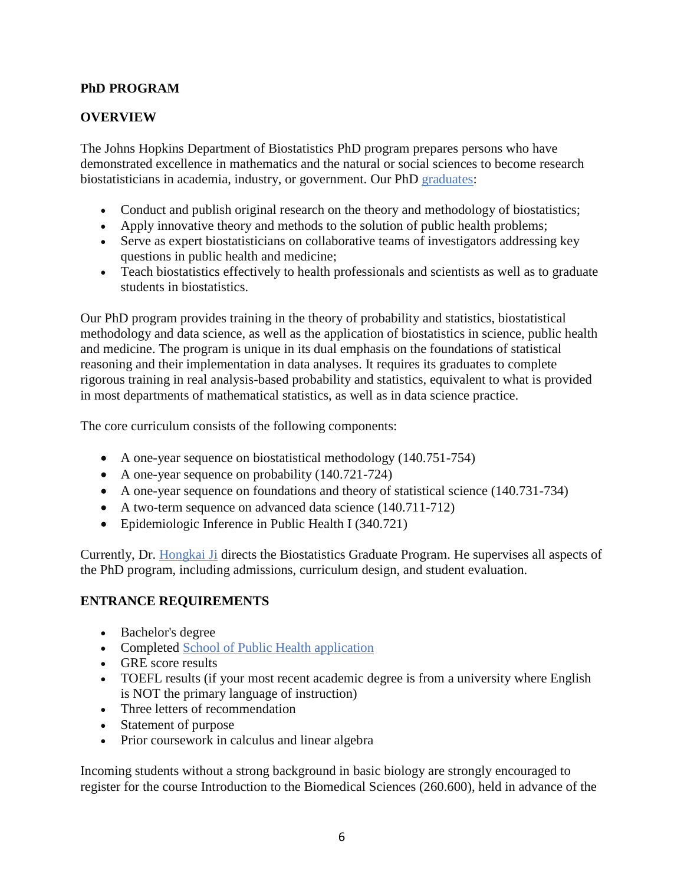## PhD PROGRAM

### OVERVIEW

The Johns Hopkins Department of Biostatistics PhD program prepares persons who have demonstrated excellence in mathematics and the natural or social sciences to become research biostatisticians in academia, industry, or government. Our PhD graduates:

- Conduct and publish original research on the theory and methodology of biostatistics;
- Apply innovative theory and methods to the solution of public health problems;
- Serve as expert biostatisticians on collaborative teams of investigators addressing key questions in public health and medicine;
- Teach biostatistics effectively to health professionals and scientists as well as to graduate students in biostatistics.

Our PhD program provides training in the theory of probability and statistics, biostatistical methodology and data science, as well as the application of biostatistics in science, public health and medicine. The program is unique in its dual emphasis on the foundations of statistical reasoning and their implementation in data analyses. It requires its graduates to complete rigorous training in real analysis-based probability and statistics, equivalent to what is provided in most departments of mathematical statistics, as well as in data science practice.

The core curriculum consists of the following components:

- A one-year sequence on biostatistical methodology (140.751-754)
- A one-year sequence on probability (140.721-724)
- A one-year sequence on foundations and theory of statistical science (140.731-734)
- A two-term sequence on advanced data science (140.711-712)
- Epidemiologic Inference in Public Health I (340.721)

Currently, Dr. Hongkai Ji directs the Biostatistics Graduate Program. He supervises all aspects of the PhD program, including admissions, curriculum design, and student evaluation.

### ENTRANCE REQUIREMENTS

- Bachelor's degree
- Completed School of Public Health application
- GRE score results
- TOEFL results (if your most recent academic degree is from a university where English is NOT the primary language of instruction)
- Three letters of recommendation
- Statement of purpose
- Prior coursework in calculus and linear algebra

Incoming students without a strong background in basic biology are strongly encouraged to register for the course Introduction to the Biomedical Sciences (260.600), held in advance of the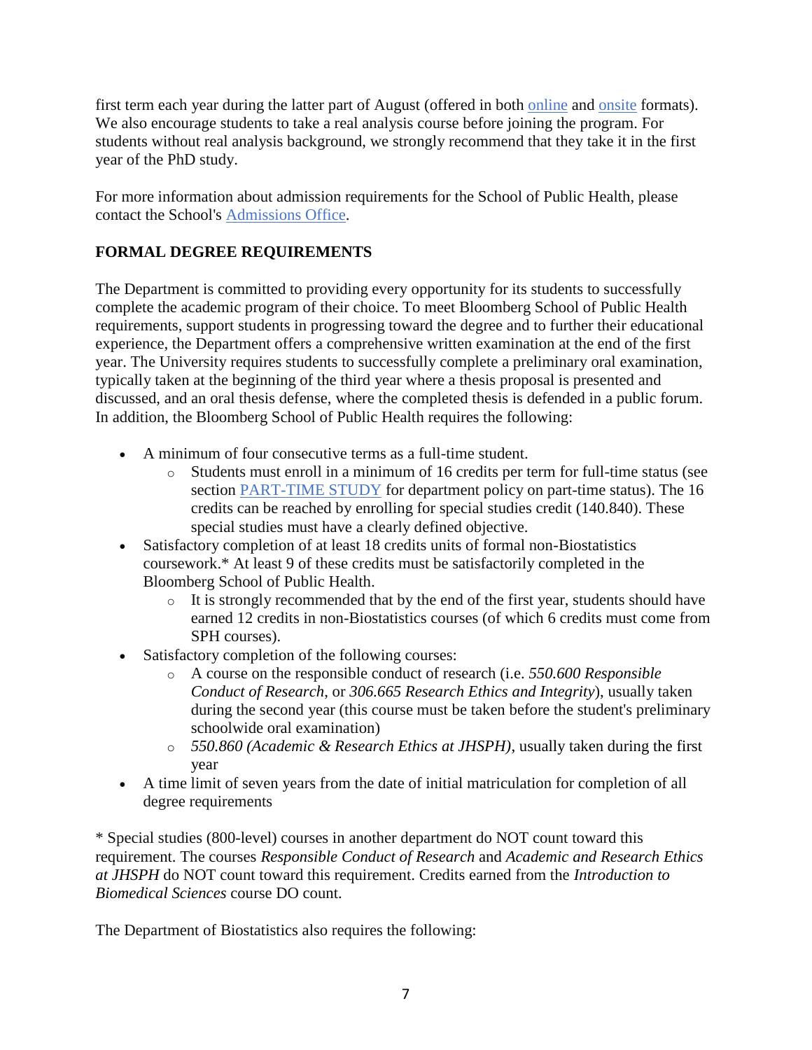first term each year during the latter part of August (offered in both online and onsite formats). We also encourage students to take a real analysis course before joining the program. For students without real analysis background, we strongly recommend that they take it in the first year of the PhD study.

For more information about admission requirements for the School of Public Health, please contact the School's Admissions Office.

## FORMAL DEGREE REQUIREMENTS

The Department is committed to providing every opportunity for its students to successfully complete the academic program of their choice. To meet Bloomberg School of Public Health requirements, support students in progressing toward the degree and to further their educational experience, the Department offers a comprehensive written examination at the end of the first year. The University requires students to successfully complete a preliminary oral examination, typically taken at the beginning of the third year where a thesis proposal is presented and discussed, and an oral thesis defense, where the completed thesis is defended in a public forum. In addition, the Bloomberg School of Public Health requires the following:

- A minimum of four consecutive terms as a full-time student.
  - Students must enroll in a minimum of 16 credits per term for full-time status (see section PART-TIME STUDY for department policy on part-time status). The 16 credits can be reached by enrolling for special studies credit (140.840). These special studies must have a clearly defined objective.
- Satisfactory completion of at least 18 credits units of formal non-Biostatistics coursework.* At least 9 of these credits must be satisfactorily completed in the Bloomberg School of Public Health.
  - It is strongly recommended that by the end of the first year, students should have earned 12 credits in non-Biostatistics courses (of which 6 credits must come from SPH courses).
- Satisfactory completion of the following courses:
  - A course on the responsible conduct of research (i.e. *550.600 Responsible Conduct of Research*, or *306.665 Research Ethics and Integrity*), usually taken during the second year (this course must be taken before the student's preliminary schoolwide oral examination)
  - *550.860 (Academic & Research Ethics at JHSPH)*, usually taken during the first year
- A time limit of seven years from the date of initial matriculation for completion of all degree requirements

\* Special studies (800-level) courses in another department do NOT count toward this requirement. The courses *Responsible Conduct of Research* and *Academic and Research Ethics at JHSPH* do NOT count toward this requirement. Credits earned from the *Introduction to Biomedical Sciences* course DO count.

The Department of Biostatistics also requires the following: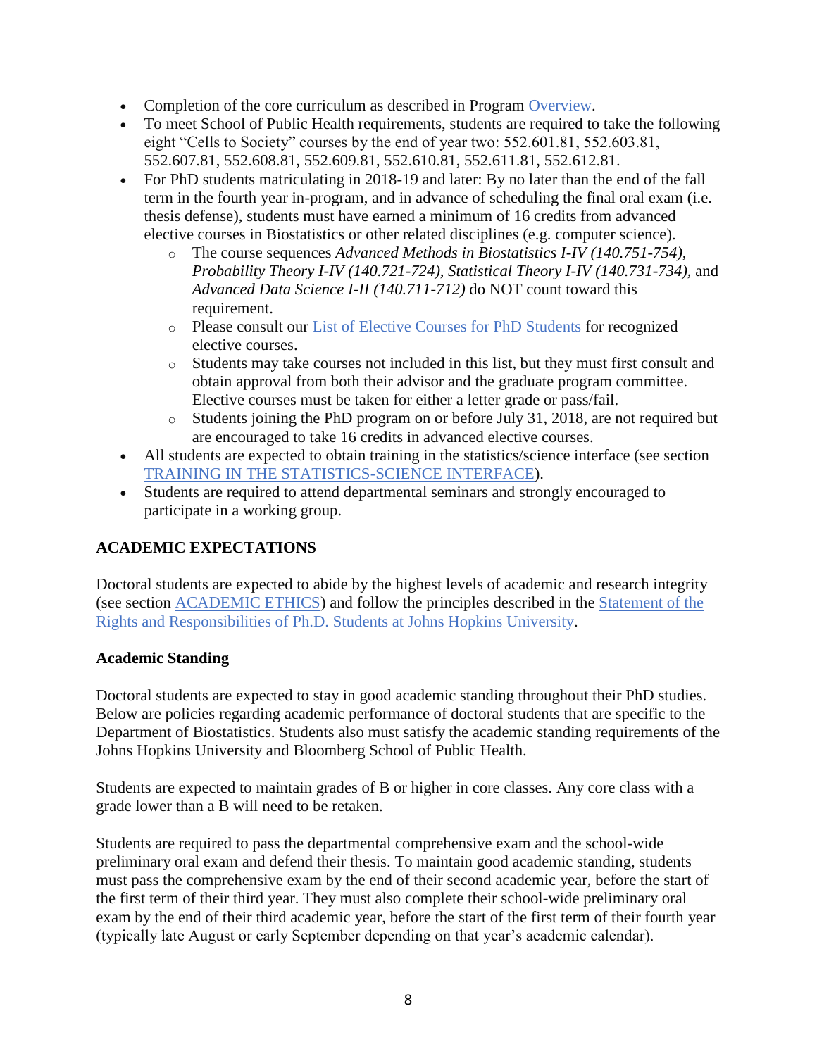- Completion of the core curriculum as described in Program Overview.
- To meet School of Public Health requirements, students are required to take the following eight "Cells to Society" courses by the end of year two: 552.601.81, 552.603.81, 552.607.81, 552.608.81, 552.609.81, 552.610.81, 552.611.81, 552.612.81.
- For PhD students matriculating in 2018-19 and later: By no later than the end of the fall term in the fourth year in-program, and in advance of scheduling the final oral exam (i.e. thesis defense), students must have earned a minimum of 16 credits from advanced elective courses in Biostatistics or other related disciplines (e.g. computer science).
    - The course sequences *Advanced Methods in Biostatistics I-IV (140.751-754), Probability Theory I-IV (140.721-724), Statistical Theory I-IV (140.731-734),* and *Advanced Data Science I-II (140.711-712)* do NOT count toward this requirement.
    - Please consult our List of Elective Courses for PhD Students for recognized elective courses.
    - Students may take courses not included in this list, but they must first consult and obtain approval from both their advisor and the graduate program committee. Elective courses must be taken for either a letter grade or pass/fail.
    - Students joining the PhD program on or before July 31, 2018, are not required but are encouraged to take 16 credits in advanced elective courses.
- All students are expected to obtain training in the statistics/science interface (see section TRAINING IN THE STATISTICS-SCIENCE INTERFACE).
- Students are required to attend departmental seminars and strongly encouraged to participate in a working group.

## ACADEMIC EXPECTATIONS

Doctoral students are expected to abide by the highest levels of academic and research integrity (see section ACADEMIC ETHICS) and follow the principles described in the Statement of the Rights and Responsibilities of Ph.D. Students at Johns Hopkins University.

### Academic Standing

Doctoral students are expected to stay in good academic standing throughout their PhD studies. Below are policies regarding academic performance of doctoral students that are specific to the Department of Biostatistics. Students also must satisfy the academic standing requirements of the Johns Hopkins University and Bloomberg School of Public Health.

Students are expected to maintain grades of B or higher in core classes. Any core class with a grade lower than a B will need to be retaken.

Students are required to pass the departmental comprehensive exam and the school-wide preliminary oral exam and defend their thesis. To maintain good academic standing, students must pass the comprehensive exam by the end of their second academic year, before the start of the first term of their third year. They must also complete their school-wide preliminary oral exam by the end of their third academic year, before the start of the first term of their fourth year (typically late August or early September depending on that year's academic calendar).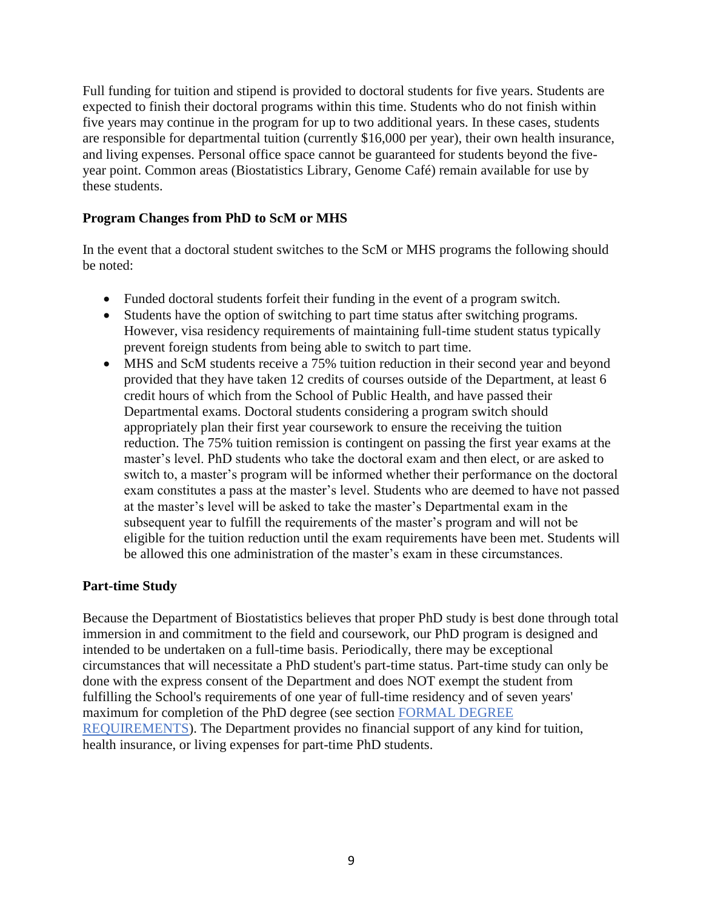Full funding for tuition and stipend is provided to doctoral students for five years. Students are expected to finish their doctoral programs within this time. Students who do not finish within five years may continue in the program for up to two additional years. In these cases, students are responsible for departmental tuition (currently $16,000 per year), their own health insurance, and living expenses. Personal office space cannot be guaranteed for students beyond the five-year point. Common areas (Biostatistics Library, Genome Café) remain available for use by these students.

### Program Changes from PhD to ScM or MHS

In the event that a doctoral student switches to the ScM or MHS programs the following should be noted:

- Funded doctoral students forfeit their funding in the event of a program switch.
- Students have the option of switching to part time status after switching programs. However, visa residency requirements of maintaining full-time student status typically prevent foreign students from being able to switch to part time.
- MHS and ScM students receive a 75% tuition reduction in their second year and beyond provided that they have taken 12 credits of courses outside of the Department, at least 6 credit hours of which from the School of Public Health, and have passed their Departmental exams. Doctoral students considering a program switch should appropriately plan their first year coursework to ensure the receiving the tuition reduction. The 75% tuition remission is contingent on passing the first year exams at the master's level. PhD students who take the doctoral exam and then elect, or are asked to switch to, a master's program will be informed whether their performance on the doctoral exam constitutes a pass at the master's level. Students who are deemed to have not passed at the master's level will be asked to take the master's Departmental exam in the subsequent year to fulfill the requirements of the master's program and will not be eligible for the tuition reduction until the exam requirements have been met. Students will be allowed this one administration of the master's exam in these circumstances.

### Part-time Study

Because the Department of Biostatistics believes that proper PhD study is best done through total immersion in and commitment to the field and coursework, our PhD program is designed and intended to be undertaken on a full-time basis. Periodically, there may be exceptional circumstances that will necessitate a PhD student's part-time status. Part-time study can only be done with the express consent of the Department and does NOT exempt the student from fulfilling the School's requirements of one year of full-time residency and of seven years' maximum for completion of the PhD degree (see section FORMAL DEGREE REQUIREMENTS). The Department provides no financial support of any kind for tuition, health insurance, or living expenses for part-time PhD students.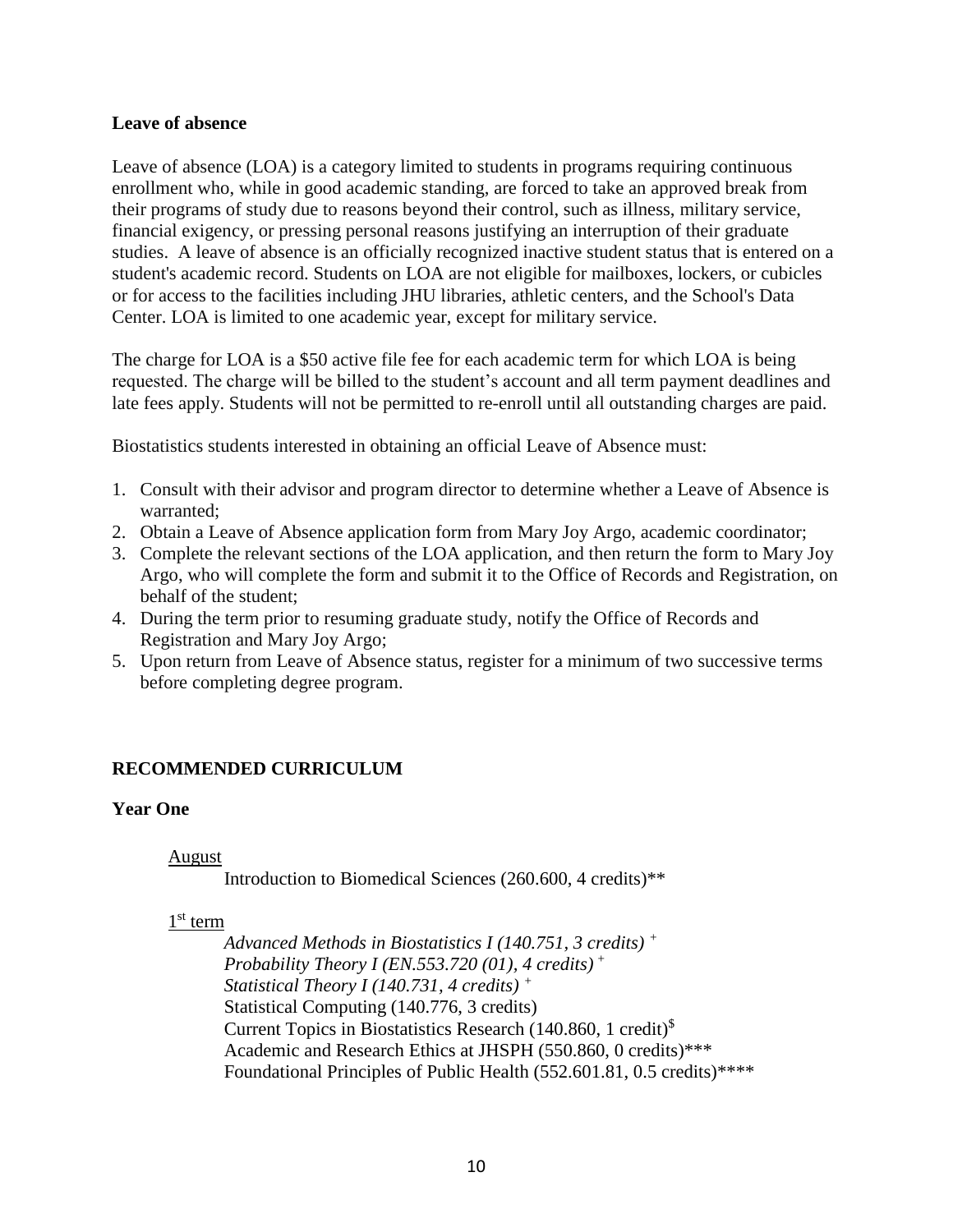### Leave of absence

Leave of absence (LOA) is a category limited to students in programs requiring continuous enrollment who, while in good academic standing, are forced to take an approved break from their programs of study due to reasons beyond their control, such as illness, military service, financial exigency, or pressing personal reasons justifying an interruption of their graduate studies. A leave of absence is an officially recognized inactive student status that is entered on a student's academic record. Students on LOA are not eligible for mailboxes, lockers, or cubicles or for access to the facilities including JHU libraries, athletic centers, and the School's Data Center. LOA is limited to one academic year, except for military service.

The charge for LOA is a $50 active file fee for each academic term for which LOA is being requested. The charge will be billed to the student's account and all term payment deadlines and late fees apply. Students will not be permitted to re-enroll until all outstanding charges are paid.

Biostatistics students interested in obtaining an official Leave of Absence must:

1. Consult with their advisor and program director to determine whether a Leave of Absence is warranted;
2. Obtain a Leave of Absence application form from Mary Joy Argo, academic coordinator;
3. Complete the relevant sections of the LOA application, and then return the form to Mary Joy Argo, who will complete the form and submit it to the Office of Records and Registration, on behalf of the student;
4. During the term prior to resuming graduate study, notify the Office of Records and Registration and Mary Joy Argo;
5. Upon return from Leave of Absence status, register for a minimum of two successive terms before completing degree program.

## RECOMMENDED CURRICULUM

### Year One

August

Introduction to Biomedical Sciences (260.600, 4 credits)**

1st term

*Advanced Methods in Biostatistics I (140.751, 3 credits)* +
*Probability Theory I (EN.553.720 (01), 4 credits)* +
*Statistical Theory I (140.731, 4 credits)* +
Statistical Computing (140.776, 3 credits)
Current Topics in Biostatistics Research (140.860, 1 credit)$
Academic and Research Ethics at JHSPH (550.860, 0 credits)***
Foundational Principles of Public Health (552.601.81, 0.5 credits)****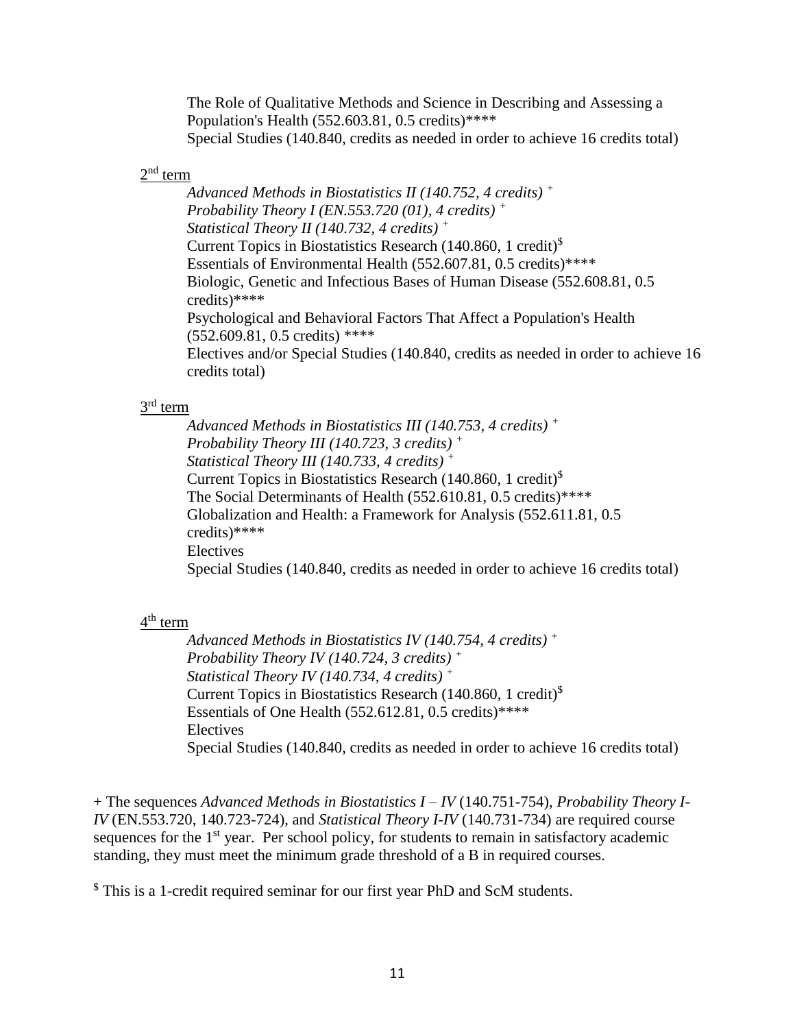The Role of Qualitative Methods and Science in Describing and Assessing a Population's Health (552.603.81, 0.5 credits)****
Special Studies (140.840, credits as needed in order to achieve 16 credits total)

2[nd] term

*Advanced Methods in Biostatistics II (140.752, 4 credits)* +
*Probability Theory I (EN.553.720 (01), 4 credits)* +
*Statistical Theory II (140.732, 4 credits)* +
Current Topics in Biostatistics Research (140.860, 1 credit)$
Essentials of Environmental Health (552.607.81, 0.5 credits)****
Biologic, Genetic and Infectious Bases of Human Disease (552.608.81, 0.5 credits)****
Psychological and Behavioral Factors That Affect a Population's Health (552.609.81, 0.5 credits) ****
Electives and/or Special Studies (140.840, credits as needed in order to achieve 16 credits total)

3[rd] term

*Advanced Methods in Biostatistics III (140.753, 4 credits)* +
*Probability Theory III (140.723, 3 credits)* +
*Statistical Theory III (140.733, 4 credits)* +
Current Topics in Biostatistics Research (140.860, 1 credit)$
The Social Determinants of Health (552.610.81, 0.5 credits)****
Globalization and Health: a Framework for Analysis (552.611.81, 0.5 credits)****
Electives
Special Studies (140.840, credits as needed in order to achieve 16 credits total)

4[th] term

*Advanced Methods in Biostatistics IV (140.754, 4 credits)* +
*Probability Theory IV (140.724, 3 credits)* +
*Statistical Theory IV (140.734, 4 credits)* +
Current Topics in Biostatistics Research (140.860, 1 credit)$
Essentials of One Health (552.612.81, 0.5 credits)****
Electives
Special Studies (140.840, credits as needed in order to achieve 16 credits total)

+ The sequences *Advanced Methods in Biostatistics I – IV* (140.751-754), *Probability Theory I-IV* (EN.553.720, 140.723-724), and *Statistical Theory I-IV* (140.731-734) are required course sequences for the 1[st] year. Per school policy, for students to remain in satisfactory academic standing, they must meet the minimum grade threshold of a B in required courses.

$ This is a 1-credit required seminar for our first year PhD and ScM students.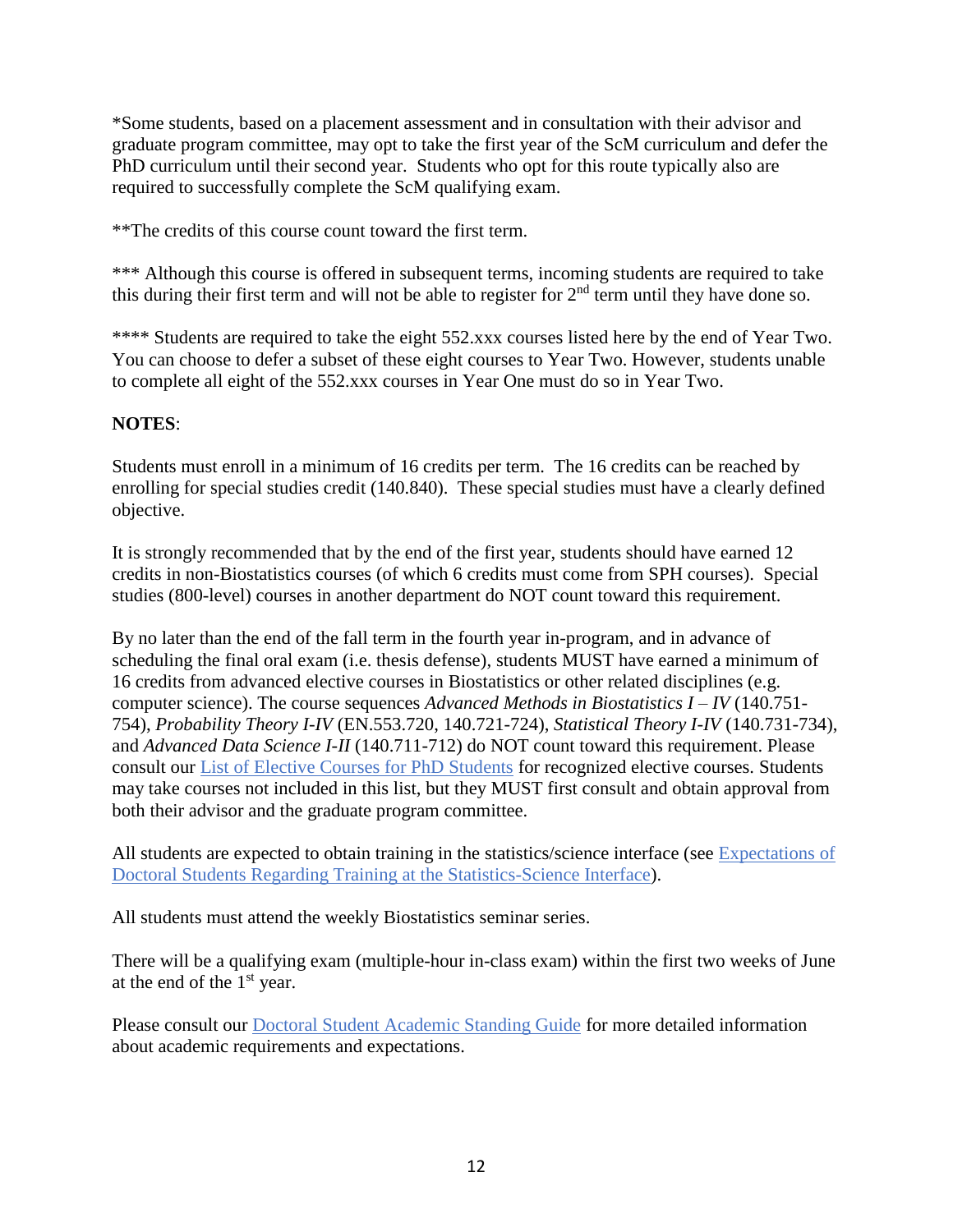*Some students, based on a placement assessment and in consultation with their advisor and graduate program committee, may opt to take the first year of the ScM curriculum and defer the PhD curriculum until their second year. Students who opt for this route typically also are required to successfully complete the ScM qualifying exam.

**The credits of this course count toward the first term.

*** Although this course is offered in subsequent terms, incoming students are required to take this during their first term and will not be able to register for 2nd term until they have done so.

**** Students are required to take the eight 552.xxx courses listed here by the end of Year Two. You can choose to defer a subset of these eight courses to Year Two. However, students unable to complete all eight of the 552.xxx courses in Year One must do so in Year Two.

**NOTES**:

Students must enroll in a minimum of 16 credits per term. The 16 credits can be reached by enrolling for special studies credit (140.840). These special studies must have a clearly defined objective.

It is strongly recommended that by the end of the first year, students should have earned 12 credits in non-Biostatistics courses (of which 6 credits must come from SPH courses). Special studies (800-level) courses in another department do NOT count toward this requirement.

By no later than the end of the fall term in the fourth year in-program, and in advance of scheduling the final oral exam (i.e. thesis defense), students MUST have earned a minimum of 16 credits from advanced elective courses in Biostatistics or other related disciplines (e.g. computer science). The course sequences *Advanced Methods in Biostatistics I – IV* (140.751-754), *Probability Theory I-IV* (EN.553.720, 140.721-724), *Statistical Theory I-IV* (140.731-734), and *Advanced Data Science I-II* (140.711-712) do NOT count toward this requirement. Please consult our List of Elective Courses for PhD Students for recognized elective courses. Students may take courses not included in this list, but they MUST first consult and obtain approval from both their advisor and the graduate program committee.

All students are expected to obtain training in the statistics/science interface (see Expectations of Doctoral Students Regarding Training at the Statistics-Science Interface).

All students must attend the weekly Biostatistics seminar series.

There will be a qualifying exam (multiple-hour in-class exam) within the first two weeks of June at the end of the 1st year.

Please consult our Doctoral Student Academic Standing Guide for more detailed information about academic requirements and expectations.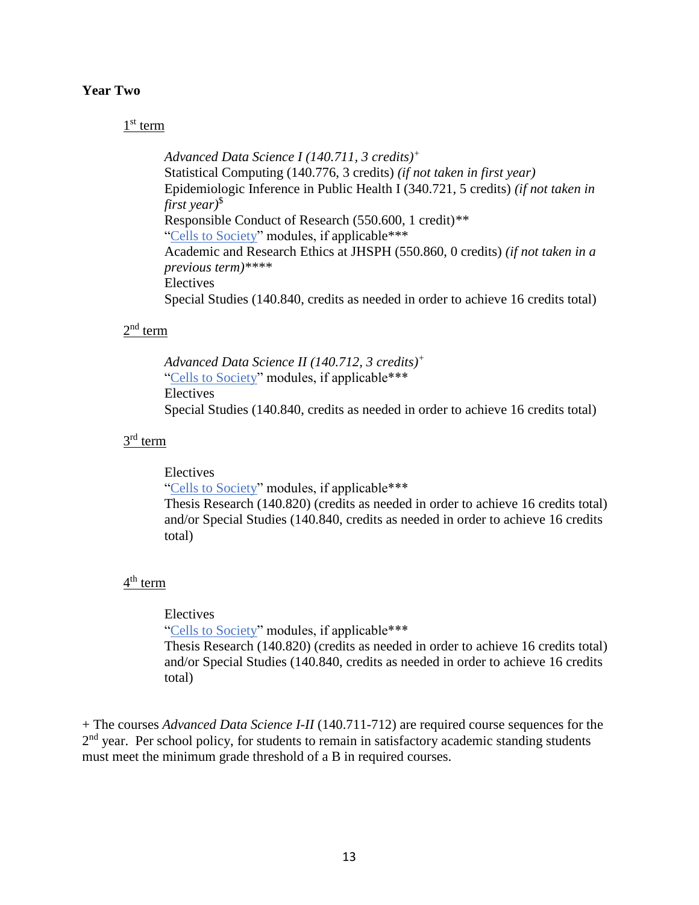**Year Two**

1st term

*Advanced Data Science I (140.711, 3 credits)*+
Statistical Computing (140.776, 3 credits) *(if not taken in first year)*
Epidemiologic Inference in Public Health I (340.721, 5 credits) *(if not taken in first year)*$
Responsible Conduct of Research (550.600, 1 credit)**
"Cells to Society" modules, if applicable***
Academic and Research Ethics at JHSPH (550.860, 0 credits) *(if not taken in a previous term)*****
Electives
Special Studies (140.840, credits as needed in order to achieve 16 credits total)

2nd term

*Advanced Data Science II (140.712, 3 credits)*+
"Cells to Society" modules, if applicable***
Electives
Special Studies (140.840, credits as needed in order to achieve 16 credits total)

3rd term

Electives
"Cells to Society" modules, if applicable***
Thesis Research (140.820) (credits as needed in order to achieve 16 credits total) and/or Special Studies (140.840, credits as needed in order to achieve 16 credits total)

4th term

Electives
"Cells to Society" modules, if applicable***
Thesis Research (140.820) (credits as needed in order to achieve 16 credits total) and/or Special Studies (140.840, credits as needed in order to achieve 16 credits total)

+ The courses *Advanced Data Science I-II* (140.711-712) are required course sequences for the 2nd year. Per school policy, for students to remain in satisfactory academic standing students must meet the minimum grade threshold of a B in required courses.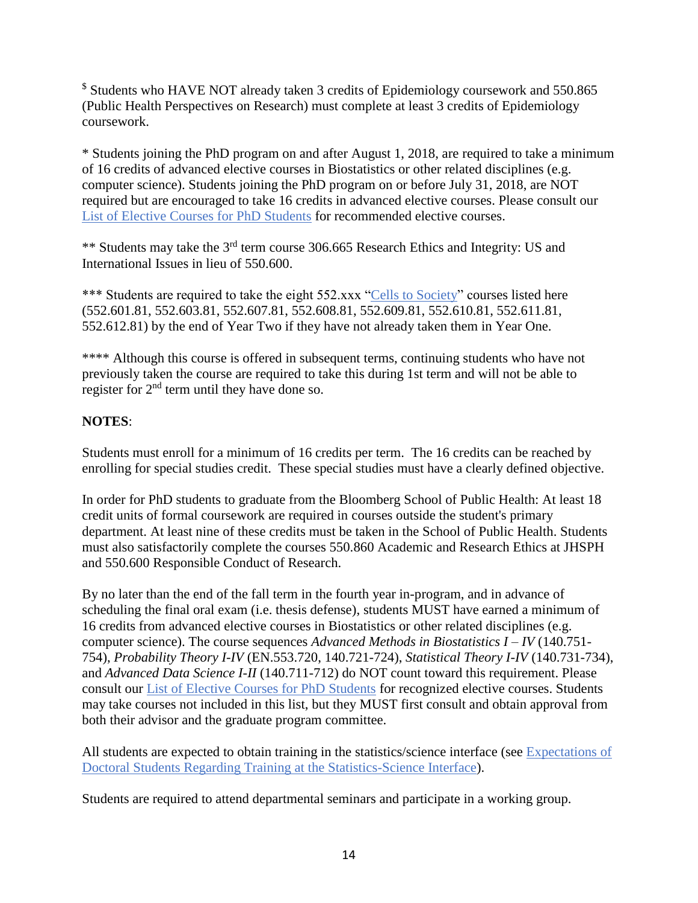$ Students who HAVE NOT already taken 3 credits of Epidemiology coursework and 550.865 (Public Health Perspectives on Research) must complete at least 3 credits of Epidemiology coursework.

* Students joining the PhD program on and after August 1, 2018, are required to take a minimum of 16 credits of advanced elective courses in Biostatistics or other related disciplines (e.g. computer science). Students joining the PhD program on or before July 31, 2018, are NOT required but are encouraged to take 16 credits in advanced elective courses. Please consult our List of Elective Courses for PhD Students for recommended elective courses.

** Students may take the 3rd term course 306.665 Research Ethics and Integrity: US and International Issues in lieu of 550.600.

*** Students are required to take the eight 552.xxx "Cells to Society" courses listed here (552.601.81, 552.603.81, 552.607.81, 552.608.81, 552.609.81, 552.610.81, 552.611.81, 552.612.81) by the end of Year Two if they have not already taken them in Year One.

**** Although this course is offered in subsequent terms, continuing students who have not previously taken the course are required to take this during 1st term and will not be able to register for 2nd term until they have done so.

**NOTES**:

Students must enroll for a minimum of 16 credits per term. The 16 credits can be reached by enrolling for special studies credit. These special studies must have a clearly defined objective.

In order for PhD students to graduate from the Bloomberg School of Public Health: At least 18 credit units of formal coursework are required in courses outside the student's primary department. At least nine of these credits must be taken in the School of Public Health. Students must also satisfactorily complete the courses 550.860 Academic and Research Ethics at JHSPH and 550.600 Responsible Conduct of Research.

By no later than the end of the fall term in the fourth year in-program, and in advance of scheduling the final oral exam (i.e. thesis defense), students MUST have earned a minimum of 16 credits from advanced elective courses in Biostatistics or other related disciplines (e.g. computer science). The course sequences *Advanced Methods in Biostatistics I – IV* (140.751-754), *Probability Theory I-IV* (EN.553.720, 140.721-724), *Statistical Theory I-IV* (140.731-734), and *Advanced Data Science I-II* (140.711-712) do NOT count toward this requirement. Please consult our List of Elective Courses for PhD Students for recognized elective courses. Students may take courses not included in this list, but they MUST first consult and obtain approval from both their advisor and the graduate program committee.

All students are expected to obtain training in the statistics/science interface (see Expectations of Doctoral Students Regarding Training at the Statistics-Science Interface).

Students are required to attend departmental seminars and participate in a working group.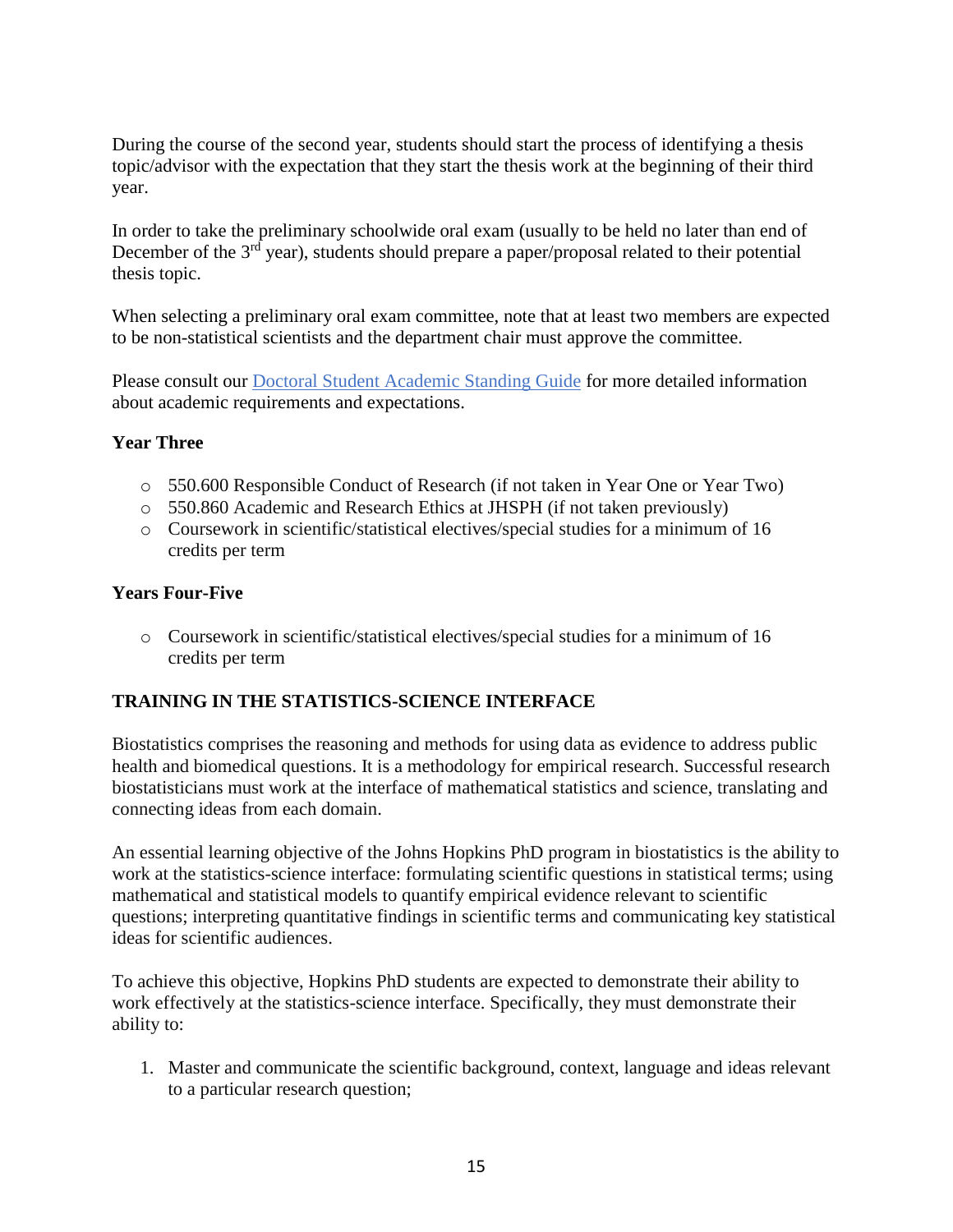During the course of the second year, students should start the process of identifying a thesis topic/advisor with the expectation that they start the thesis work at the beginning of their third year.

In order to take the preliminary schoolwide oral exam (usually to be held no later than end of December of the 3rd year), students should prepare a paper/proposal related to their potential thesis topic.

When selecting a preliminary oral exam committee, note that at least two members are expected to be non-statistical scientists and the department chair must approve the committee.

Please consult our [Doctoral Student Academic Standing Guide] for more detailed information about academic requirements and expectations.

**Year Three**

- 550.600 Responsible Conduct of Research (if not taken in Year One or Year Two)
- 550.860 Academic and Research Ethics at JHSPH (if not taken previously)
- Coursework in scientific/statistical electives/special studies for a minimum of 16 credits per term

**Years Four-Five**

- Coursework in scientific/statistical electives/special studies for a minimum of 16 credits per term

## TRAINING IN THE STATISTICS-SCIENCE INTERFACE

Biostatistics comprises the reasoning and methods for using data as evidence to address public health and biomedical questions. It is a methodology for empirical research. Successful research biostatisticians must work at the interface of mathematical statistics and science, translating and connecting ideas from each domain.

An essential learning objective of the Johns Hopkins PhD program in biostatistics is the ability to work at the statistics-science interface: formulating scientific questions in statistical terms; using mathematical and statistical models to quantify empirical evidence relevant to scientific questions; interpreting quantitative findings in scientific terms and communicating key statistical ideas for scientific audiences.

To achieve this objective, Hopkins PhD students are expected to demonstrate their ability to work effectively at the statistics-science interface. Specifically, they must demonstrate their ability to:

1. Master and communicate the scientific background, context, language and ideas relevant to a particular research question;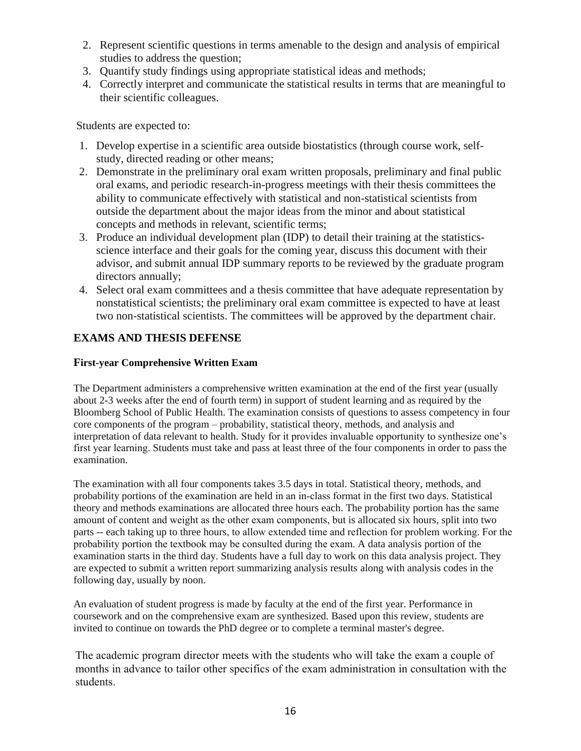2. Represent scientific questions in terms amenable to the design and analysis of empirical studies to address the question;
3. Quantify study findings using appropriate statistical ideas and methods;
4. Correctly interpret and communicate the statistical results in terms that are meaningful to their scientific colleagues.

Students are expected to:

1. Develop expertise in a scientific area outside biostatistics (through course work, self-study, directed reading or other means;
2. Demonstrate in the preliminary oral exam written proposals, preliminary and final public oral exams, and periodic research-in-progress meetings with their thesis committees the ability to communicate effectively with statistical and non-statistical scientists from outside the department about the major ideas from the minor and about statistical concepts and methods in relevant, scientific terms;
3. Produce an individual development plan (IDP) to detail their training at the statistics-science interface and their goals for the coming year, discuss this document with their advisor, and submit annual IDP summary reports to be reviewed by the graduate program directors annually;
4. Select oral exam committees and a thesis committee that have adequate representation by nonstatistical scientists; the preliminary oral exam committee is expected to have at least two non-statistical scientists. The committees will be approved by the department chair.

## EXAMS AND THESIS DEFENSE

### First-year Comprehensive Written Exam

The Department administers a comprehensive written examination at the end of the first year (usually about 2-3 weeks after the end of fourth term) in support of student learning and as required by the Bloomberg School of Public Health. The examination consists of questions to assess competency in four core components of the program – probability, statistical theory, methods, and analysis and interpretation of data relevant to health. Study for it provides invaluable opportunity to synthesize one's first year learning. Students must take and pass at least three of the four components in order to pass the examination.

The examination with all four components takes 3.5 days in total. Statistical theory, methods, and probability portions of the examination are held in an in-class format in the first two days. Statistical theory and methods examinations are allocated three hours each. The probability portion has the same amount of content and weight as the other exam components, but is allocated six hours, split into two parts -- each taking up to three hours, to allow extended time and reflection for problem working. For the probability portion the textbook may be consulted during the exam. A data analysis portion of the examination starts in the third day. Students have a full day to work on this data analysis project. They are expected to submit a written report summarizing analysis results along with analysis codes in the following day, usually by noon.

An evaluation of student progress is made by faculty at the end of the first year. Performance in coursework and on the comprehensive exam are synthesized. Based upon this review, students are invited to continue on towards the PhD degree or to complete a terminal master's degree.

The academic program director meets with the students who will take the exam a couple of months in advance to tailor other specifics of the exam administration in consultation with the students.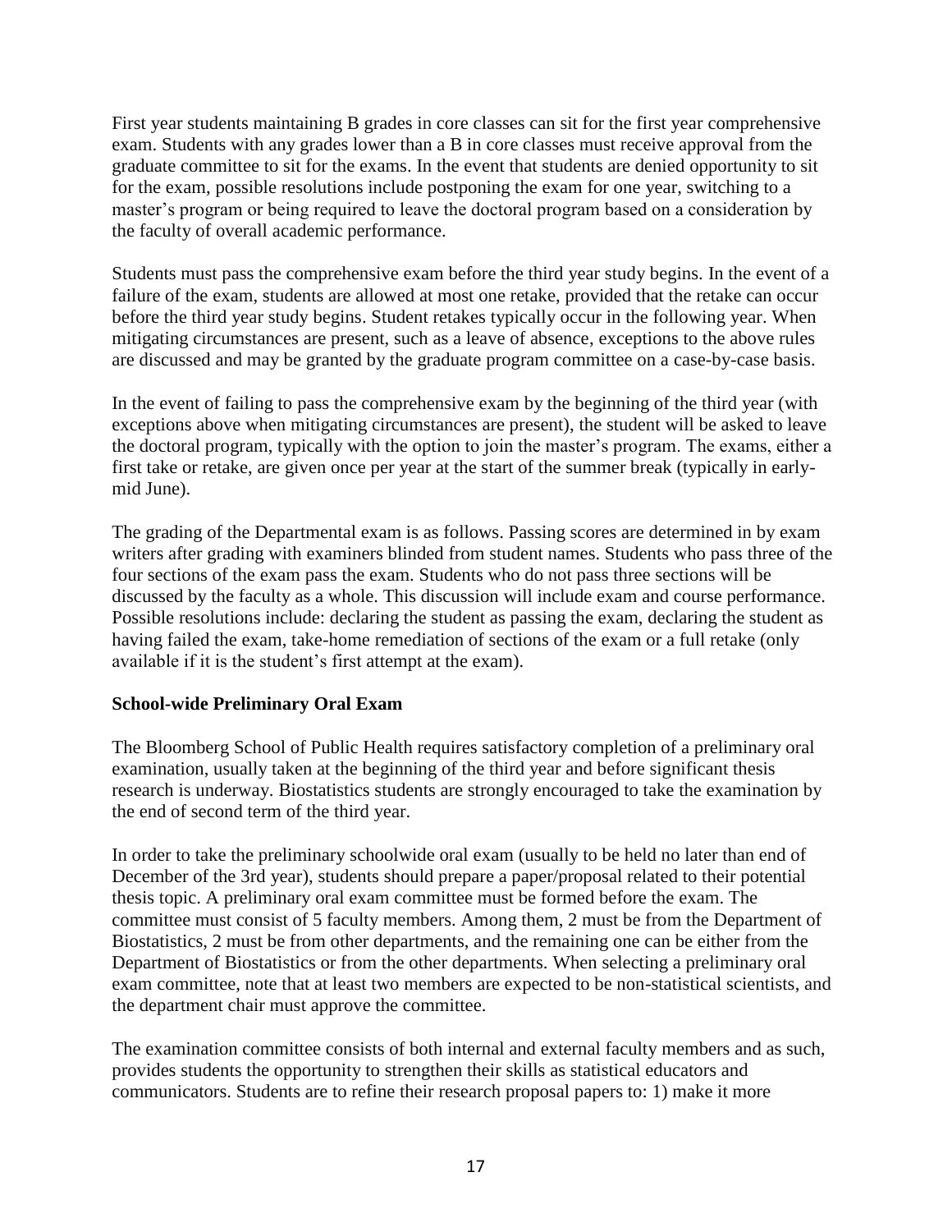First year students maintaining B grades in core classes can sit for the first year comprehensive exam. Students with any grades lower than a B in core classes must receive approval from the graduate committee to sit for the exams. In the event that students are denied opportunity to sit for the exam, possible resolutions include postponing the exam for one year, switching to a master's program or being required to leave the doctoral program based on a consideration by the faculty of overall academic performance.

Students must pass the comprehensive exam before the third year study begins. In the event of a failure of the exam, students are allowed at most one retake, provided that the retake can occur before the third year study begins. Student retakes typically occur in the following year. When mitigating circumstances are present, such as a leave of absence, exceptions to the above rules are discussed and may be granted by the graduate program committee on a case-by-case basis.

In the event of failing to pass the comprehensive exam by the beginning of the third year (with exceptions above when mitigating circumstances are present), the student will be asked to leave the doctoral program, typically with the option to join the master's program. The exams, either a first take or retake, are given once per year at the start of the summer break (typically in early-mid June).

The grading of the Departmental exam is as follows. Passing scores are determined in by exam writers after grading with examiners blinded from student names. Students who pass three of the four sections of the exam pass the exam. Students who do not pass three sections will be discussed by the faculty as a whole. This discussion will include exam and course performance. Possible resolutions include: declaring the student as passing the exam, declaring the student as having failed the exam, take-home remediation of sections of the exam or a full retake (only available if it is the student's first attempt at the exam).

**School-wide Preliminary Oral Exam**

The Bloomberg School of Public Health requires satisfactory completion of a preliminary oral examination, usually taken at the beginning of the third year and before significant thesis research is underway. Biostatistics students are strongly encouraged to take the examination by the end of second term of the third year.

In order to take the preliminary schoolwide oral exam (usually to be held no later than end of December of the 3rd year), students should prepare a paper/proposal related to their potential thesis topic. A preliminary oral exam committee must be formed before the exam. The committee must consist of 5 faculty members. Among them, 2 must be from the Department of Biostatistics, 2 must be from other departments, and the remaining one can be either from the Department of Biostatistics or from the other departments. When selecting a preliminary oral exam committee, note that at least two members are expected to be non-statistical scientists, and the department chair must approve the committee.

The examination committee consists of both internal and external faculty members and as such, provides students the opportunity to strengthen their skills as statistical educators and communicators. Students are to refine their research proposal papers to: 1) make it more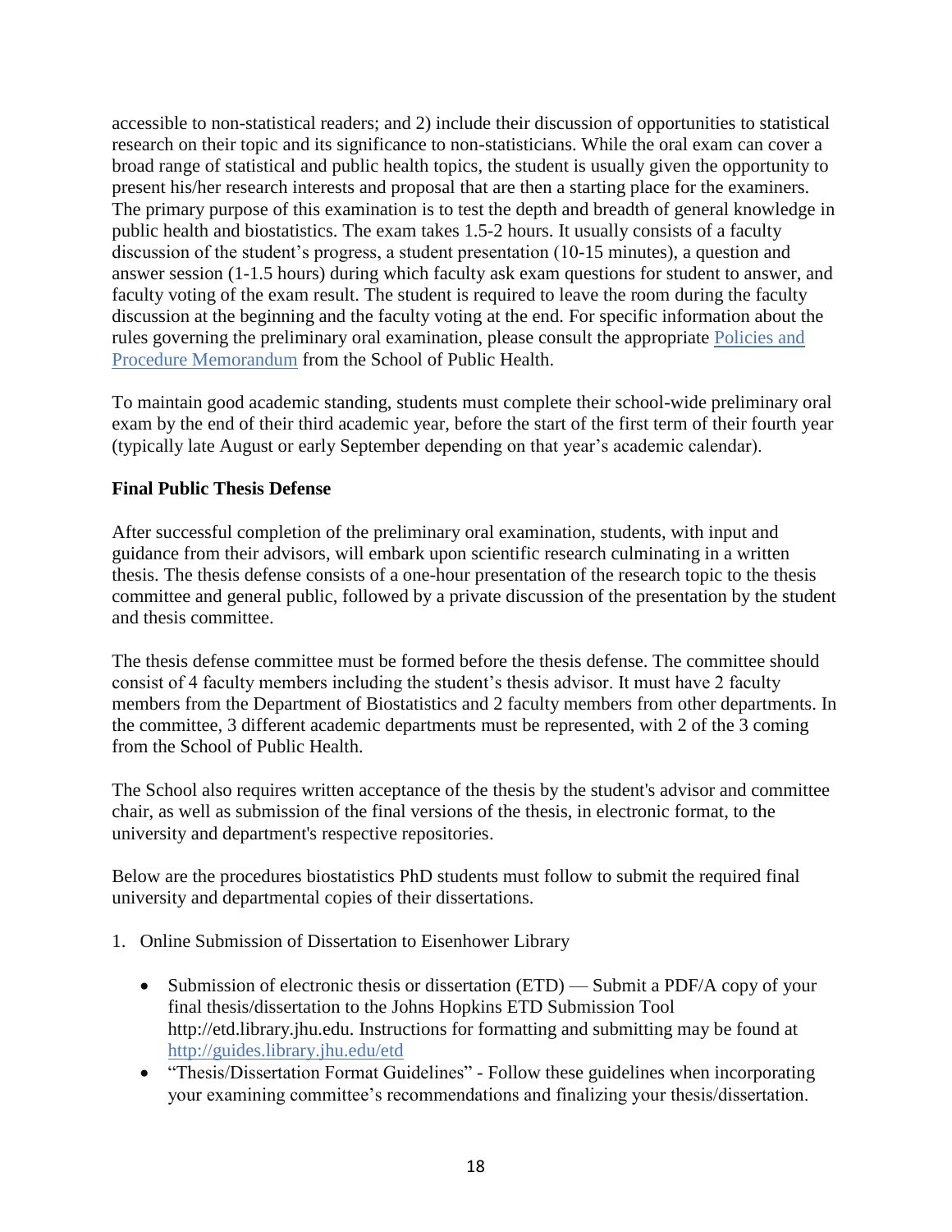accessible to non-statistical readers; and 2) include their discussion of opportunities to statistical research on their topic and its significance to non-statisticians. While the oral exam can cover a broad range of statistical and public health topics, the student is usually given the opportunity to present his/her research interests and proposal that are then a starting place for the examiners. The primary purpose of this examination is to test the depth and breadth of general knowledge in public health and biostatistics. The exam takes 1.5-2 hours. It usually consists of a faculty discussion of the student's progress, a student presentation (10-15 minutes), a question and answer session (1-1.5 hours) during which faculty ask exam questions for student to answer, and faculty voting of the exam result. The student is required to leave the room during the faculty discussion at the beginning and the faculty voting at the end. For specific information about the rules governing the preliminary oral examination, please consult the appropriate [Policies and Procedure Memorandum]() from the School of Public Health.

To maintain good academic standing, students must complete their school-wide preliminary oral exam by the end of their third academic year, before the start of the first term of their fourth year (typically late August or early September depending on that year's academic calendar).

**Final Public Thesis Defense**

After successful completion of the preliminary oral examination, students, with input and guidance from their advisors, will embark upon scientific research culminating in a written thesis. The thesis defense consists of a one-hour presentation of the research topic to the thesis committee and general public, followed by a private discussion of the presentation by the student and thesis committee.

The thesis defense committee must be formed before the thesis defense. The committee should consist of 4 faculty members including the student's thesis advisor. It must have 2 faculty members from the Department of Biostatistics and 2 faculty members from other departments. In the committee, 3 different academic departments must be represented, with 2 of the 3 coming from the School of Public Health.

The School also requires written acceptance of the thesis by the student's advisor and committee chair, as well as submission of the final versions of the thesis, in electronic format, to the university and department's respective repositories.

Below are the procedures biostatistics PhD students must follow to submit the required final university and departmental copies of their dissertations.

1. Online Submission of Dissertation to Eisenhower Library

   - Submission of electronic thesis or dissertation (ETD) — Submit a PDF/A copy of your final thesis/dissertation to the Johns Hopkins ETD Submission Tool http://etd.library.jhu.edu. Instructions for formatting and submitting may be found at [http://guides.library.jhu.edu/etd](http://guides.library.jhu.edu/etd)
   - "Thesis/Dissertation Format Guidelines" - Follow these guidelines when incorporating your examining committee's recommendations and finalizing your thesis/dissertation.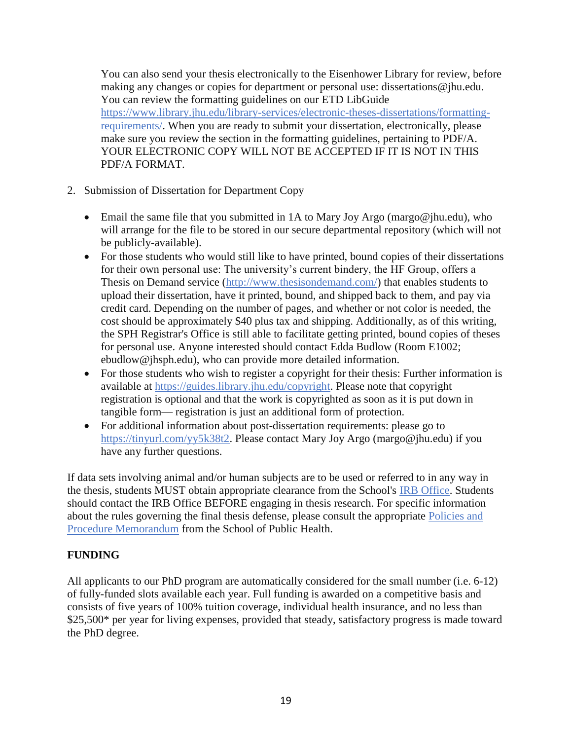You can also send your thesis electronically to the Eisenhower Library for review, before making any changes or copies for department or personal use: dissertations@jhu.edu. You can review the formatting guidelines on our ETD LibGuide [https://www.library.jhu.edu/library-services/electronic-theses-dissertations/formatting-requirements/](https://www.library.jhu.edu/library-services/electronic-theses-dissertations/formatting-requirements/). When you are ready to submit your dissertation, electronically, please make sure you review the section in the formatting guidelines, pertaining to PDF/A. YOUR ELECTRONIC COPY WILL NOT BE ACCEPTED IF IT IS NOT IN THIS PDF/A FORMAT.

2. Submission of Dissertation for Department Copy

- Email the same file that you submitted in 1A to Mary Joy Argo (margo@jhu.edu), who will arrange for the file to be stored in our secure departmental repository (which will not be publicly-available).
- For those students who would still like to have printed, bound copies of their dissertations for their own personal use: The university's current bindery, the HF Group, offers a Thesis on Demand service ([http://www.thesisondemand.com/](http://www.thesisondemand.com/)) that enables students to upload their dissertation, have it printed, bound, and shipped back to them, and pay via credit card. Depending on the number of pages, and whether or not color is needed, the cost should be approximately $40 plus tax and shipping. Additionally, as of this writing, the SPH Registrar's Office is still able to facilitate getting printed, bound copies of theses for personal use. Anyone interested should contact Edda Budlow (Room E1002; ebudlow@jhsph.edu), who can provide more detailed information.
- For those students who wish to register a copyright for their thesis: Further information is available at [https://guides.library.jhu.edu/copyright](https://guides.library.jhu.edu/copyright). Please note that copyright registration is optional and that the work is copyrighted as soon as it is put down in tangible form— registration is just an additional form of protection.
- For additional information about post-dissertation requirements: please go to [https://tinyurl.com/yy5k38t2](https://tinyurl.com/yy5k38t2). Please contact Mary Joy Argo (margo@jhu.edu) if you have any further questions.

If data sets involving animal and/or human subjects are to be used or referred to in any way in the thesis, students MUST obtain appropriate clearance from the School's IRB Office. Students should contact the IRB Office BEFORE engaging in thesis research. For specific information about the rules governing the final thesis defense, please consult the appropriate Policies and Procedure Memorandum from the School of Public Health.

**FUNDING**

All applicants to our PhD program are automatically considered for the small number (i.e. 6-12) of fully-funded slots available each year. Full funding is awarded on a competitive basis and consists of five years of 100% tuition coverage, individual health insurance, and no less than $25,500* per year for living expenses, provided that steady, satisfactory progress is made toward the PhD degree.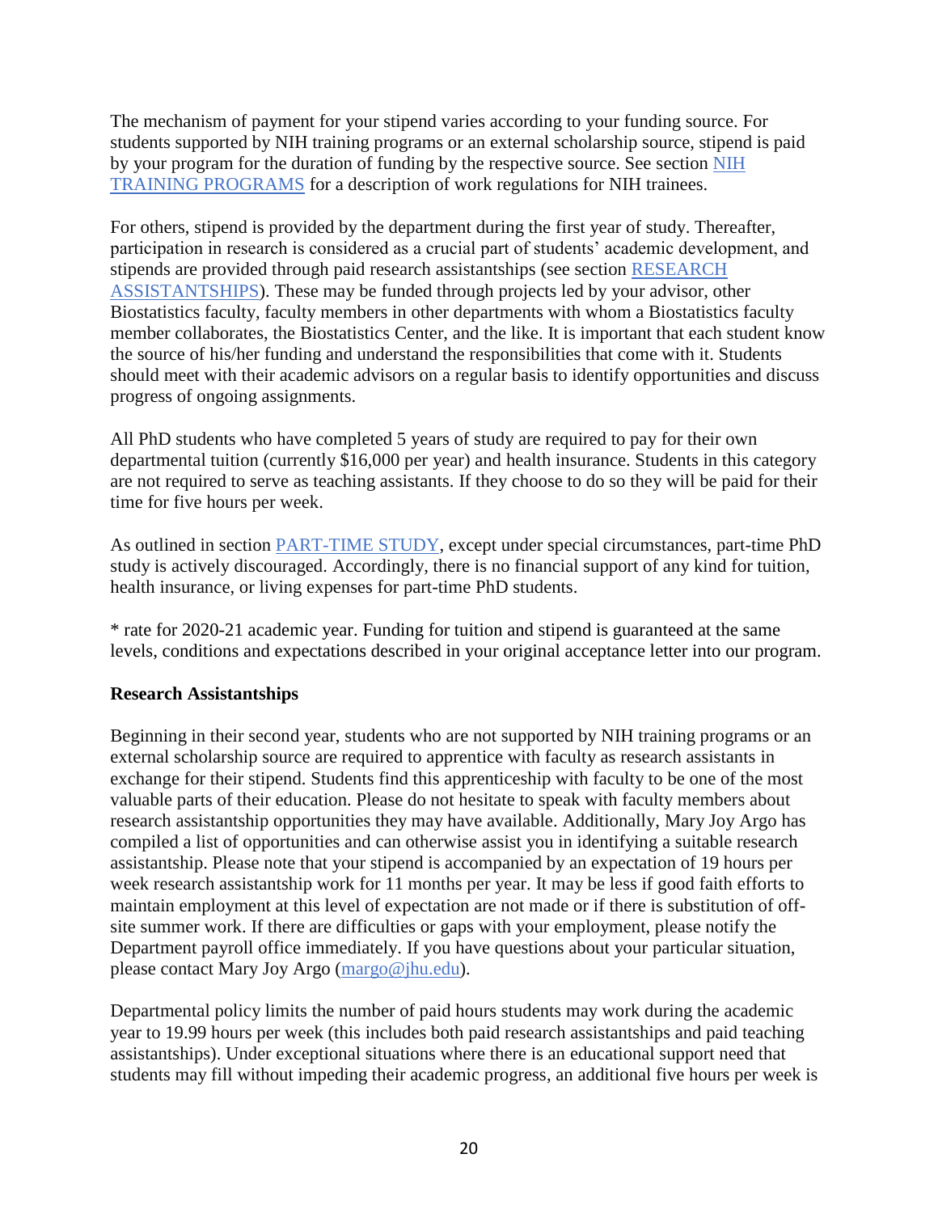The mechanism of payment for your stipend varies according to your funding source. For students supported by NIH training programs or an external scholarship source, stipend is paid by your program for the duration of funding by the respective source. See section [NIH TRAINING PROGRAMS] for a description of work regulations for NIH trainees.

For others, stipend is provided by the department during the first year of study. Thereafter, participation in research is considered as a crucial part of students' academic development, and stipends are provided through paid research assistantships (see section [RESEARCH ASSISTANTSHIPS]). These may be funded through projects led by your advisor, other Biostatistics faculty, faculty members in other departments with whom a Biostatistics faculty member collaborates, the Biostatistics Center, and the like. It is important that each student know the source of his/her funding and understand the responsibilities that come with it. Students should meet with their academic advisors on a regular basis to identify opportunities and discuss progress of ongoing assignments.

All PhD students who have completed 5 years of study are required to pay for their own departmental tuition (currently $16,000 per year) and health insurance. Students in this category are not required to serve as teaching assistants. If they choose to do so they will be paid for their time for five hours per week.

As outlined in section [PART-TIME STUDY], except under special circumstances, part-time PhD study is actively discouraged. Accordingly, there is no financial support of any kind for tuition, health insurance, or living expenses for part-time PhD students.

* rate for 2020-21 academic year. Funding for tuition and stipend is guaranteed at the same levels, conditions and expectations described in your original acceptance letter into our program.

**Research Assistantships**

Beginning in their second year, students who are not supported by NIH training programs or an external scholarship source are required to apprentice with faculty as research assistants in exchange for their stipend. Students find this apprenticeship with faculty to be one of the most valuable parts of their education. Please do not hesitate to speak with faculty members about research assistantship opportunities they may have available. Additionally, Mary Joy Argo has compiled a list of opportunities and can otherwise assist you in identifying a suitable research assistantship. Please note that your stipend is accompanied by an expectation of 19 hours per week research assistantship work for 11 months per year. It may be less if good faith efforts to maintain employment at this level of expectation are not made or if there is substitution of off-site summer work. If there are difficulties or gaps with your employment, please notify the Department payroll office immediately. If you have questions about your particular situation, please contact Mary Joy Argo (margo@jhu.edu).

Departmental policy limits the number of paid hours students may work during the academic year to 19.99 hours per week (this includes both paid research assistantships and paid teaching assistantships). Under exceptional situations where there is an educational support need that students may fill without impeding their academic progress, an additional five hours per week is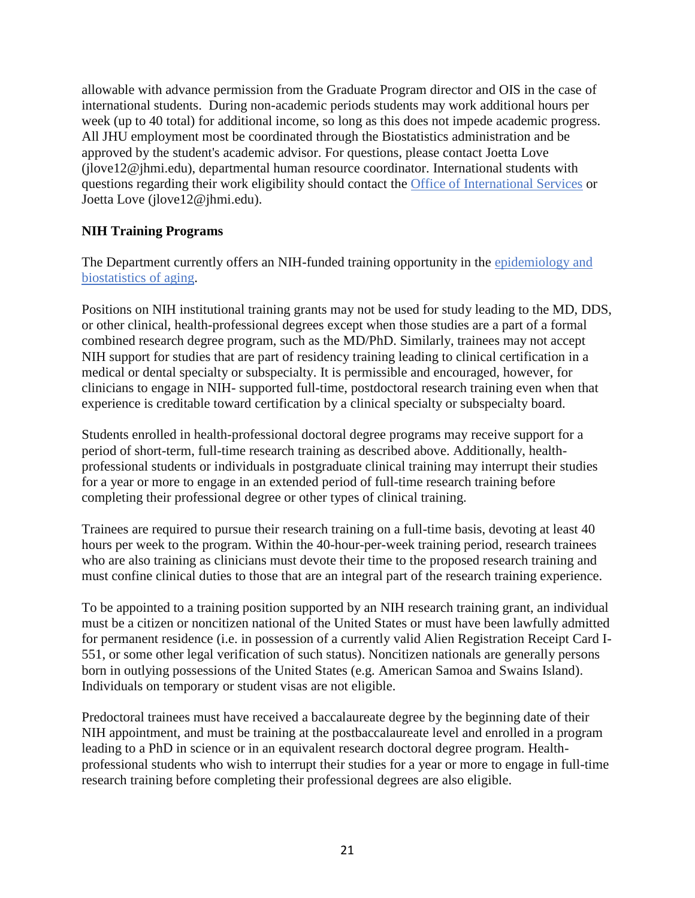allowable with advance permission from the Graduate Program director and OIS in the case of international students. During non-academic periods students may work additional hours per week (up to 40 total) for additional income, so long as this does not impede academic progress. All JHU employment most be coordinated through the Biostatistics administration and be approved by the student's academic advisor. For questions, please contact Joetta Love (jlove12@jhmi.edu), departmental human resource coordinator. International students with questions regarding their work eligibility should contact the Office of International Services or Joetta Love (jlove12@jhmi.edu).

**NIH Training Programs**

The Department currently offers an NIH-funded training opportunity in the epidemiology and biostatistics of aging.

Positions on NIH institutional training grants may not be used for study leading to the MD, DDS, or other clinical, health-professional degrees except when those studies are a part of a formal combined research degree program, such as the MD/PhD. Similarly, trainees may not accept NIH support for studies that are part of residency training leading to clinical certification in a medical or dental specialty or subspecialty. It is permissible and encouraged, however, for clinicians to engage in NIH- supported full-time, postdoctoral research training even when that experience is creditable toward certification by a clinical specialty or subspecialty board.

Students enrolled in health-professional doctoral degree programs may receive support for a period of short-term, full-time research training as described above. Additionally, health-professional students or individuals in postgraduate clinical training may interrupt their studies for a year or more to engage in an extended period of full-time research training before completing their professional degree or other types of clinical training.

Trainees are required to pursue their research training on a full-time basis, devoting at least 40 hours per week to the program. Within the 40-hour-per-week training period, research trainees who are also training as clinicians must devote their time to the proposed research training and must confine clinical duties to those that are an integral part of the research training experience.

To be appointed to a training position supported by an NIH research training grant, an individual must be a citizen or noncitizen national of the United States or must have been lawfully admitted for permanent residence (i.e. in possession of a currently valid Alien Registration Receipt Card I-551, or some other legal verification of such status). Noncitizen nationals are generally persons born in outlying possessions of the United States (e.g. American Samoa and Swains Island). Individuals on temporary or student visas are not eligible.

Predoctoral trainees must have received a baccalaureate degree by the beginning date of their NIH appointment, and must be training at the postbaccalaureate level and enrolled in a program leading to a PhD in science or in an equivalent research doctoral degree program. Health-professional students who wish to interrupt their studies for a year or more to engage in full-time research training before completing their professional degrees are also eligible.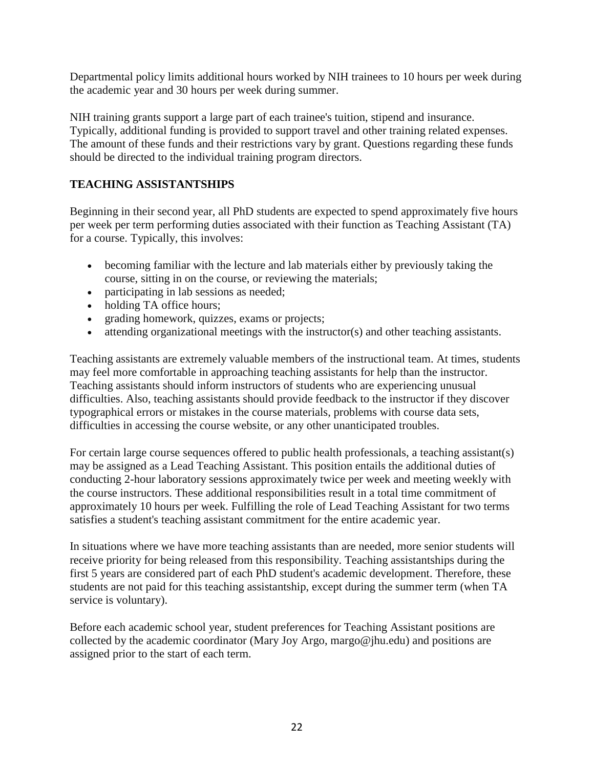Departmental policy limits additional hours worked by NIH trainees to 10 hours per week during the academic year and 30 hours per week during summer.

NIH training grants support a large part of each trainee's tuition, stipend and insurance. Typically, additional funding is provided to support travel and other training related expenses. The amount of these funds and their restrictions vary by grant. Questions regarding these funds should be directed to the individual training program directors.

## TEACHING ASSISTANTSHIPS

Beginning in their second year, all PhD students are expected to spend approximately five hours per week per term performing duties associated with their function as Teaching Assistant (TA) for a course. Typically, this involves:

- becoming familiar with the lecture and lab materials either by previously taking the course, sitting in on the course, or reviewing the materials;
- participating in lab sessions as needed;
- holding TA office hours;
- grading homework, quizzes, exams or projects;
- attending organizational meetings with the instructor(s) and other teaching assistants.

Teaching assistants are extremely valuable members of the instructional team. At times, students may feel more comfortable in approaching teaching assistants for help than the instructor. Teaching assistants should inform instructors of students who are experiencing unusual difficulties. Also, teaching assistants should provide feedback to the instructor if they discover typographical errors or mistakes in the course materials, problems with course data sets, difficulties in accessing the course website, or any other unanticipated troubles.

For certain large course sequences offered to public health professionals, a teaching assistant(s) may be assigned as a Lead Teaching Assistant. This position entails the additional duties of conducting 2-hour laboratory sessions approximately twice per week and meeting weekly with the course instructors. These additional responsibilities result in a total time commitment of approximately 10 hours per week. Fulfilling the role of Lead Teaching Assistant for two terms satisfies a student's teaching assistant commitment for the entire academic year.

In situations where we have more teaching assistants than are needed, more senior students will receive priority for being released from this responsibility. Teaching assistantships during the first 5 years are considered part of each PhD student's academic development. Therefore, these students are not paid for this teaching assistantship, except during the summer term (when TA service is voluntary).

Before each academic school year, student preferences for Teaching Assistant positions are collected by the academic coordinator (Mary Joy Argo, margo@jhu.edu) and positions are assigned prior to the start of each term.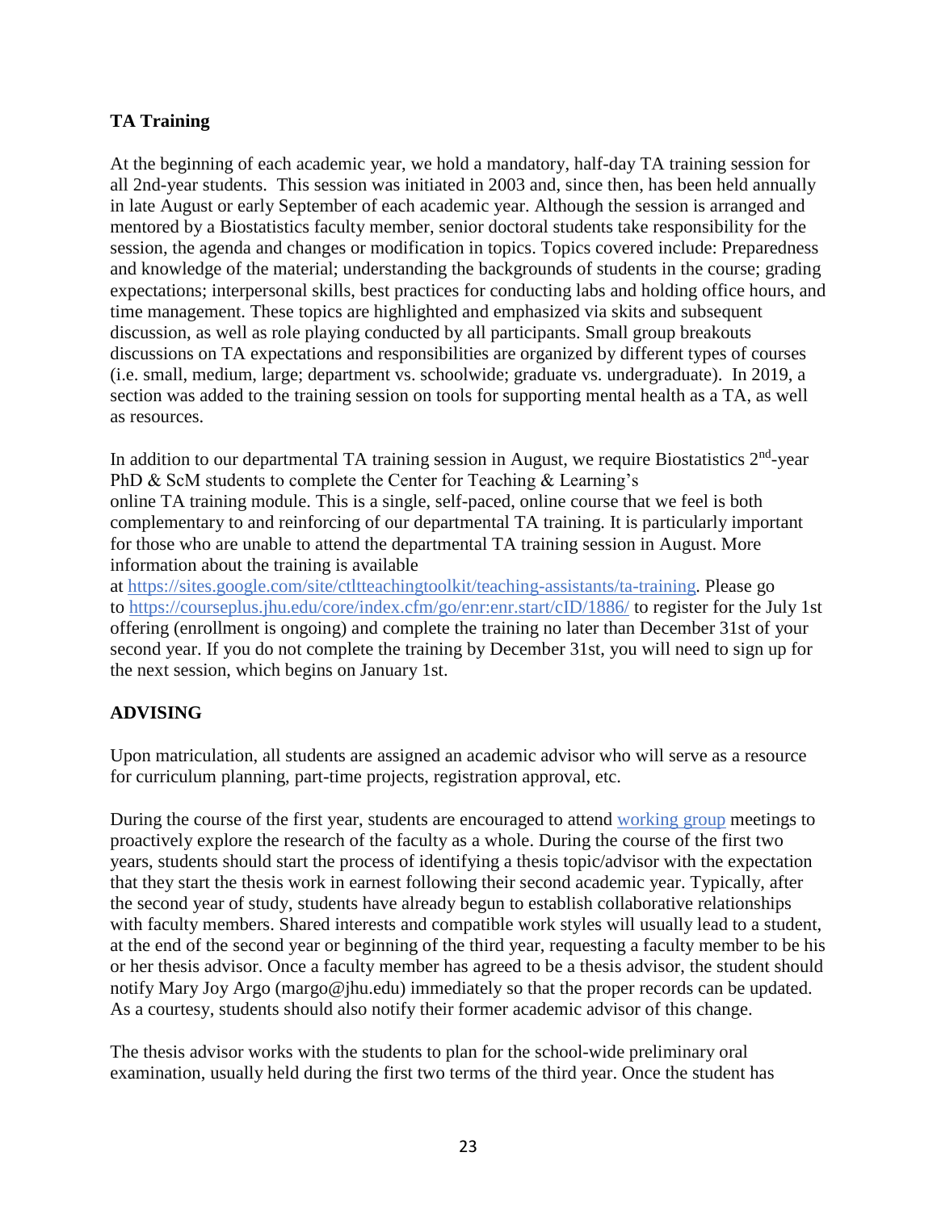## TA Training

At the beginning of each academic year, we hold a mandatory, half-day TA training session for all 2nd-year students. This session was initiated in 2003 and, since then, has been held annually in late August or early September of each academic year. Although the session is arranged and mentored by a Biostatistics faculty member, senior doctoral students take responsibility for the session, the agenda and changes or modification in topics. Topics covered include: Preparedness and knowledge of the material; understanding the backgrounds of students in the course; grading expectations; interpersonal skills, best practices for conducting labs and holding office hours, and time management. These topics are highlighted and emphasized via skits and subsequent discussion, as well as role playing conducted by all participants. Small group breakouts discussions on TA expectations and responsibilities are organized by different types of courses (i.e. small, medium, large; department vs. schoolwide; graduate vs. undergraduate). In 2019, a section was added to the training session on tools for supporting mental health as a TA, as well as resources.

In addition to our departmental TA training session in August, we require Biostatistics 2nd-year PhD & ScM students to complete the Center for Teaching & Learning's online TA training module. This is a single, self-paced, online course that we feel is both complementary to and reinforcing of our departmental TA training. It is particularly important for those who are unable to attend the departmental TA training session in August. More information about the training is available at https://sites.google.com/site/ctltteachingtoolkit/teaching-assistants/ta-training. Please go to https://courseplus.jhu.edu/core/index.cfm/go/enr:enr.start/cID/1886/ to register for the July 1st offering (enrollment is ongoing) and complete the training no later than December 31st of your second year. If you do not complete the training by December 31st, you will need to sign up for the next session, which begins on January 1st.

## ADVISING

Upon matriculation, all students are assigned an academic advisor who will serve as a resource for curriculum planning, part-time projects, registration approval, etc.

During the course of the first year, students are encouraged to attend working group meetings to proactively explore the research of the faculty as a whole. During the course of the first two years, students should start the process of identifying a thesis topic/advisor with the expectation that they start the thesis work in earnest following their second academic year. Typically, after the second year of study, students have already begun to establish collaborative relationships with faculty members. Shared interests and compatible work styles will usually lead to a student, at the end of the second year or beginning of the third year, requesting a faculty member to be his or her thesis advisor. Once a faculty member has agreed to be a thesis advisor, the student should notify Mary Joy Argo (margo@jhu.edu) immediately so that the proper records can be updated. As a courtesy, students should also notify their former academic advisor of this change.

The thesis advisor works with the students to plan for the school-wide preliminary oral examination, usually held during the first two terms of the third year. Once the student has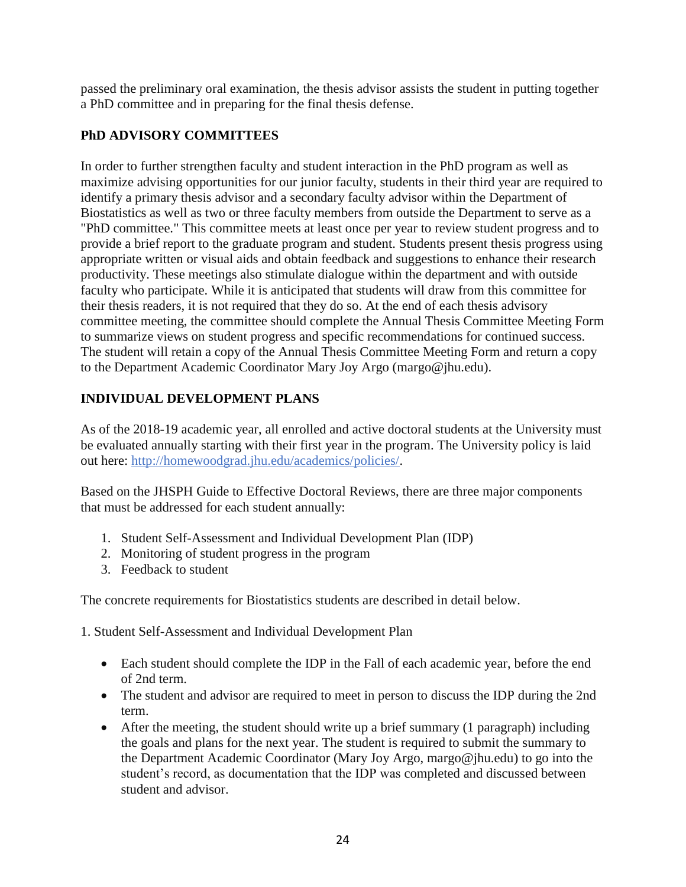passed the preliminary oral examination, the thesis advisor assists the student in putting together a PhD committee and in preparing for the final thesis defense.

## PhD ADVISORY COMMITTEES

In order to further strengthen faculty and student interaction in the PhD program as well as maximize advising opportunities for our junior faculty, students in their third year are required to identify a primary thesis advisor and a secondary faculty advisor within the Department of Biostatistics as well as two or three faculty members from outside the Department to serve as a "PhD committee." This committee meets at least once per year to review student progress and to provide a brief report to the graduate program and student. Students present thesis progress using appropriate written or visual aids and obtain feedback and suggestions to enhance their research productivity. These meetings also stimulate dialogue within the department and with outside faculty who participate. While it is anticipated that students will draw from this committee for their thesis readers, it is not required that they do so. At the end of each thesis advisory committee meeting, the committee should complete the Annual Thesis Committee Meeting Form to summarize views on student progress and specific recommendations for continued success. The student will retain a copy of the Annual Thesis Committee Meeting Form and return a copy to the Department Academic Coordinator Mary Joy Argo (margo@jhu.edu).

## INDIVIDUAL DEVELOPMENT PLANS

As of the 2018-19 academic year, all enrolled and active doctoral students at the University must be evaluated annually starting with their first year in the program. The University policy is laid out here: http://homewoodgrad.jhu.edu/academics/policies/.

Based on the JHSPH Guide to Effective Doctoral Reviews, there are three major components that must be addressed for each student annually:

1. Student Self-Assessment and Individual Development Plan (IDP)
2. Monitoring of student progress in the program
3. Feedback to student

The concrete requirements for Biostatistics students are described in detail below.

1. Student Self-Assessment and Individual Development Plan

- Each student should complete the IDP in the Fall of each academic year, before the end of 2nd term.
- The student and advisor are required to meet in person to discuss the IDP during the 2nd term.
- After the meeting, the student should write up a brief summary (1 paragraph) including the goals and plans for the next year. The student is required to submit the summary to the Department Academic Coordinator (Mary Joy Argo, margo@jhu.edu) to go into the student's record, as documentation that the IDP was completed and discussed between student and advisor.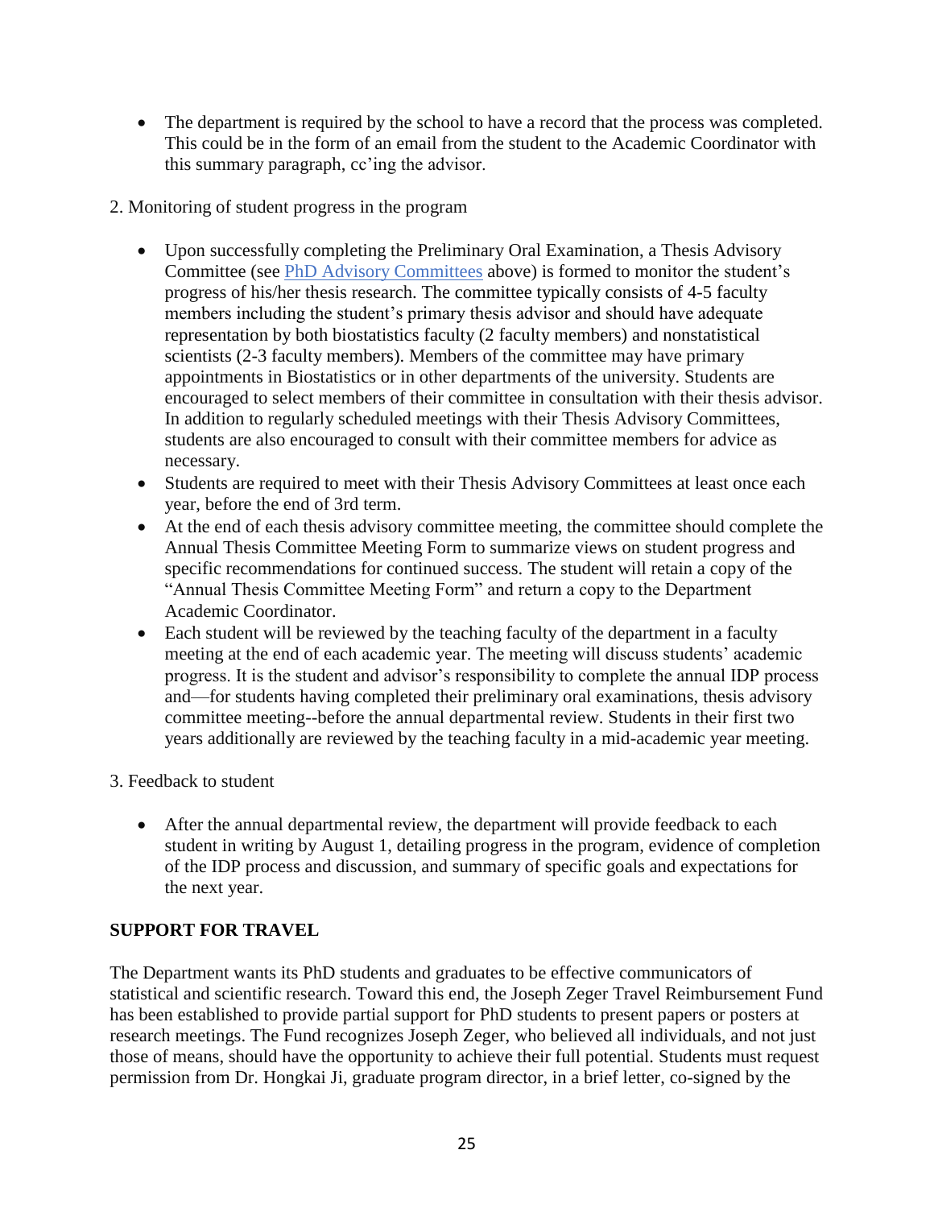- The department is required by the school to have a record that the process was completed. This could be in the form of an email from the student to the Academic Coordinator with this summary paragraph, cc'ing the advisor.

2. Monitoring of student progress in the program

- Upon successfully completing the Preliminary Oral Examination, a Thesis Advisory Committee (see PhD Advisory Committees above) is formed to monitor the student's progress of his/her thesis research. The committee typically consists of 4-5 faculty members including the student's primary thesis advisor and should have adequate representation by both biostatistics faculty (2 faculty members) and nonstatistical scientists (2-3 faculty members). Members of the committee may have primary appointments in Biostatistics or in other departments of the university. Students are encouraged to select members of their committee in consultation with their thesis advisor. In addition to regularly scheduled meetings with their Thesis Advisory Committees, students are also encouraged to consult with their committee members for advice as necessary.
- Students are required to meet with their Thesis Advisory Committees at least once each year, before the end of 3rd term.
- At the end of each thesis advisory committee meeting, the committee should complete the Annual Thesis Committee Meeting Form to summarize views on student progress and specific recommendations for continued success. The student will retain a copy of the "Annual Thesis Committee Meeting Form" and return a copy to the Department Academic Coordinator.
- Each student will be reviewed by the teaching faculty of the department in a faculty meeting at the end of each academic year. The meeting will discuss students' academic progress. It is the student and advisor's responsibility to complete the annual IDP process and—for students having completed their preliminary oral examinations, thesis advisory committee meeting--before the annual departmental review. Students in their first two years additionally are reviewed by the teaching faculty in a mid-academic year meeting.

3. Feedback to student

- After the annual departmental review, the department will provide feedback to each student in writing by August 1, detailing progress in the program, evidence of completion of the IDP process and discussion, and summary of specific goals and expectations for the next year.

## SUPPORT FOR TRAVEL

The Department wants its PhD students and graduates to be effective communicators of statistical and scientific research. Toward this end, the Joseph Zeger Travel Reimbursement Fund has been established to provide partial support for PhD students to present papers or posters at research meetings. The Fund recognizes Joseph Zeger, who believed all individuals, and not just those of means, should have the opportunity to achieve their full potential. Students must request permission from Dr. Hongkai Ji, graduate program director, in a brief letter, co-signed by the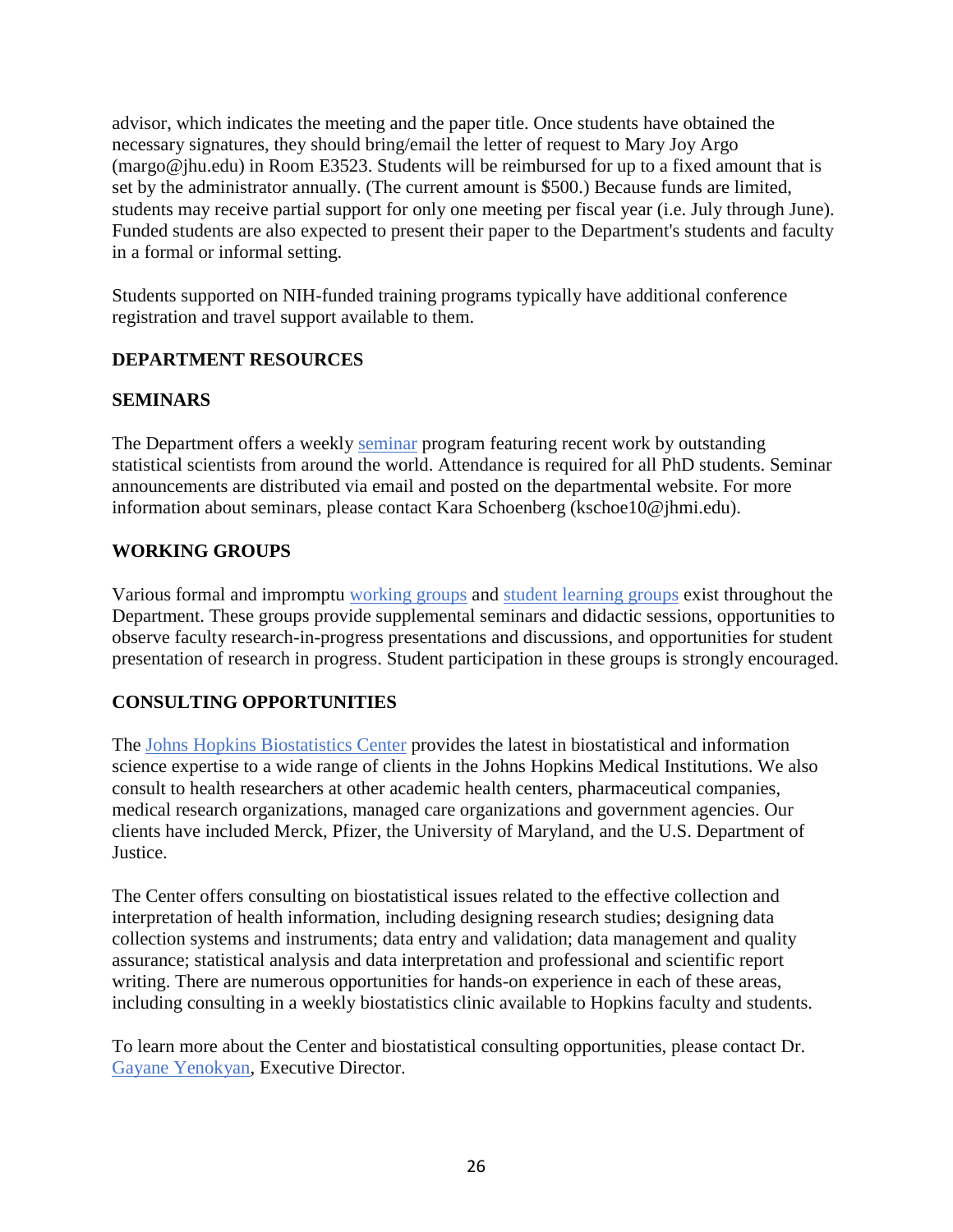advisor, which indicates the meeting and the paper title. Once students have obtained the necessary signatures, they should bring/email the letter of request to Mary Joy Argo (margo@jhu.edu) in Room E3523. Students will be reimbursed for up to a fixed amount that is set by the administrator annually. (The current amount is $500.) Because funds are limited, students may receive partial support for only one meeting per fiscal year (i.e. July through June). Funded students are also expected to present their paper to the Department's students and faculty in a formal or informal setting.

Students supported on NIH-funded training programs typically have additional conference registration and travel support available to them.

## DEPARTMENT RESOURCES

### SEMINARS

The Department offers a weekly seminar program featuring recent work by outstanding statistical scientists from around the world. Attendance is required for all PhD students. Seminar announcements are distributed via email and posted on the departmental website. For more information about seminars, please contact Kara Schoenberg (kschoe10@jhmi.edu).

### WORKING GROUPS

Various formal and impromptu working groups and student learning groups exist throughout the Department. These groups provide supplemental seminars and didactic sessions, opportunities to observe faculty research-in-progress presentations and discussions, and opportunities for student presentation of research in progress. Student participation in these groups is strongly encouraged.

### CONSULTING OPPORTUNITIES

The Johns Hopkins Biostatistics Center provides the latest in biostatistical and information science expertise to a wide range of clients in the Johns Hopkins Medical Institutions. We also consult to health researchers at other academic health centers, pharmaceutical companies, medical research organizations, managed care organizations and government agencies. Our clients have included Merck, Pfizer, the University of Maryland, and the U.S. Department of Justice.

The Center offers consulting on biostatistical issues related to the effective collection and interpretation of health information, including designing research studies; designing data collection systems and instruments; data entry and validation; data management and quality assurance; statistical analysis and data interpretation and professional and scientific report writing. There are numerous opportunities for hands-on experience in each of these areas, including consulting in a weekly biostatistics clinic available to Hopkins faculty and students.

To learn more about the Center and biostatistical consulting opportunities, please contact Dr. Gayane Yenokyan, Executive Director.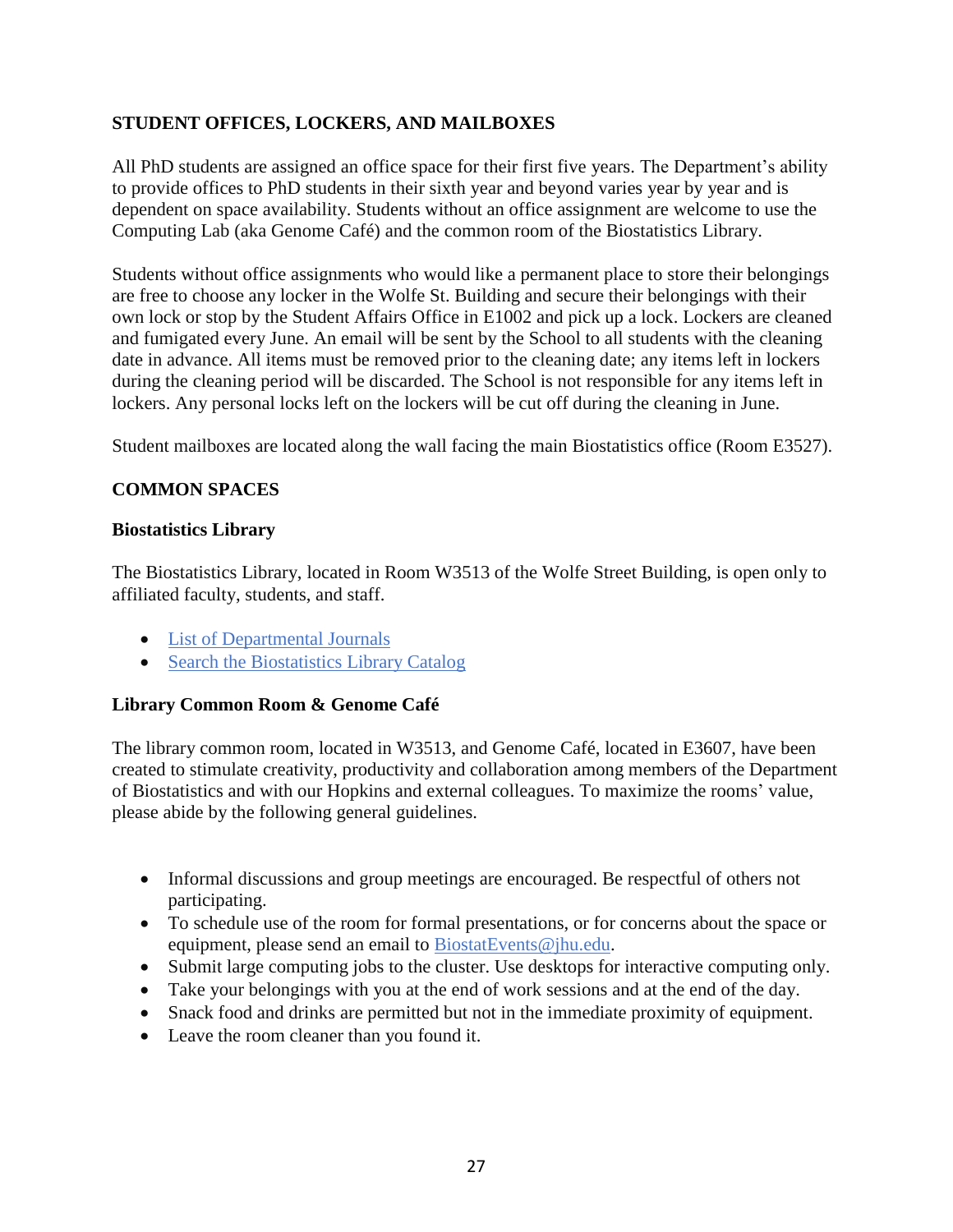## STUDENT OFFICES, LOCKERS, AND MAILBOXES

All PhD students are assigned an office space for their first five years. The Department's ability to provide offices to PhD students in their sixth year and beyond varies year by year and is dependent on space availability. Students without an office assignment are welcome to use the Computing Lab (aka Genome Café) and the common room of the Biostatistics Library.

Students without office assignments who would like a permanent place to store their belongings are free to choose any locker in the Wolfe St. Building and secure their belongings with their own lock or stop by the Student Affairs Office in E1002 and pick up a lock. Lockers are cleaned and fumigated every June. An email will be sent by the School to all students with the cleaning date in advance. All items must be removed prior to the cleaning date; any items left in lockers during the cleaning period will be discarded. The School is not responsible for any items left in lockers. Any personal locks left on the lockers will be cut off during the cleaning in June.

Student mailboxes are located along the wall facing the main Biostatistics office (Room E3527).

## COMMON SPACES

### Biostatistics Library

The Biostatistics Library, located in Room W3513 of the Wolfe Street Building, is open only to affiliated faculty, students, and staff.

- List of Departmental Journals
- Search the Biostatistics Library Catalog

### Library Common Room & Genome Café

The library common room, located in W3513, and Genome Café, located in E3607, have been created to stimulate creativity, productivity and collaboration among members of the Department of Biostatistics and with our Hopkins and external colleagues. To maximize the rooms' value, please abide by the following general guidelines.

- Informal discussions and group meetings are encouraged. Be respectful of others not participating.
- To schedule use of the room for formal presentations, or for concerns about the space or equipment, please send an email to BiostatEvents@jhu.edu.
- Submit large computing jobs to the cluster. Use desktops for interactive computing only.
- Take your belongings with you at the end of work sessions and at the end of the day.
- Snack food and drinks are permitted but not in the immediate proximity of equipment.
- Leave the room cleaner than you found it.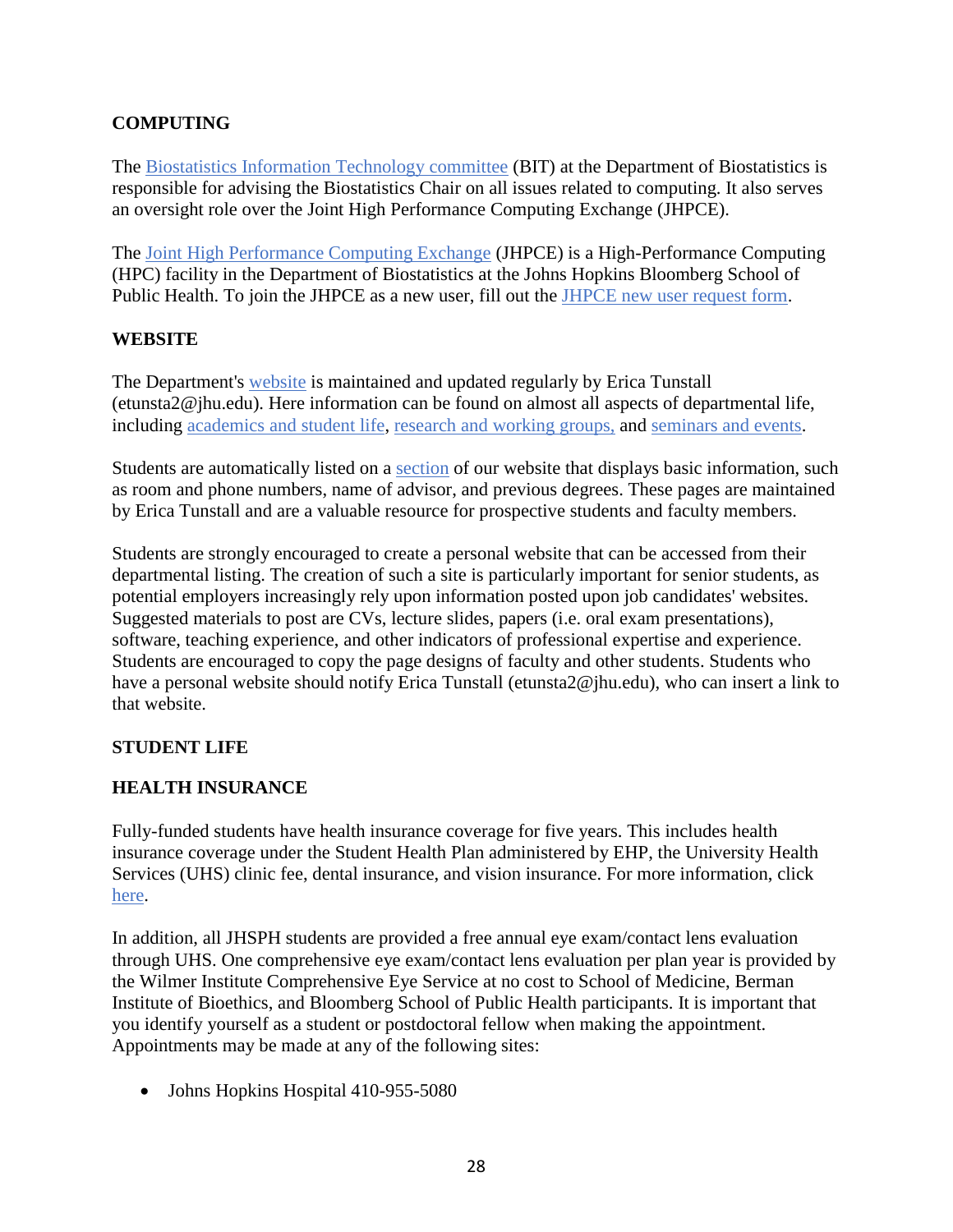## COMPUTING

The Biostatistics Information Technology committee (BIT) at the Department of Biostatistics is responsible for advising the Biostatistics Chair on all issues related to computing. It also serves an oversight role over the Joint High Performance Computing Exchange (JHPCE).

The Joint High Performance Computing Exchange (JHPCE) is a High-Performance Computing (HPC) facility in the Department of Biostatistics at the Johns Hopkins Bloomberg School of Public Health. To join the JHPCE as a new user, fill out the JHPCE new user request form.

## WEBSITE

The Department's website is maintained and updated regularly by Erica Tunstall (etunsta2@jhu.edu). Here information can be found on almost all aspects of departmental life, including academics and student life, research and working groups, and seminars and events.

Students are automatically listed on a section of our website that displays basic information, such as room and phone numbers, name of advisor, and previous degrees. These pages are maintained by Erica Tunstall and are a valuable resource for prospective students and faculty members.

Students are strongly encouraged to create a personal website that can be accessed from their departmental listing. The creation of such a site is particularly important for senior students, as potential employers increasingly rely upon information posted upon job candidates' websites. Suggested materials to post are CVs, lecture slides, papers (i.e. oral exam presentations), software, teaching experience, and other indicators of professional expertise and experience. Students are encouraged to copy the page designs of faculty and other students. Students who have a personal website should notify Erica Tunstall (etunsta2@jhu.edu), who can insert a link to that website.

## STUDENT LIFE

## HEALTH INSURANCE

Fully-funded students have health insurance coverage for five years. This includes health insurance coverage under the Student Health Plan administered by EHP, the University Health Services (UHS) clinic fee, dental insurance, and vision insurance. For more information, click here.

In addition, all JHSPH students are provided a free annual eye exam/contact lens evaluation through UHS. One comprehensive eye exam/contact lens evaluation per plan year is provided by the Wilmer Institute Comprehensive Eye Service at no cost to School of Medicine, Berman Institute of Bioethics, and Bloomberg School of Public Health participants. It is important that you identify yourself as a student or postdoctoral fellow when making the appointment. Appointments may be made at any of the following sites:

- Johns Hopkins Hospital 410-955-5080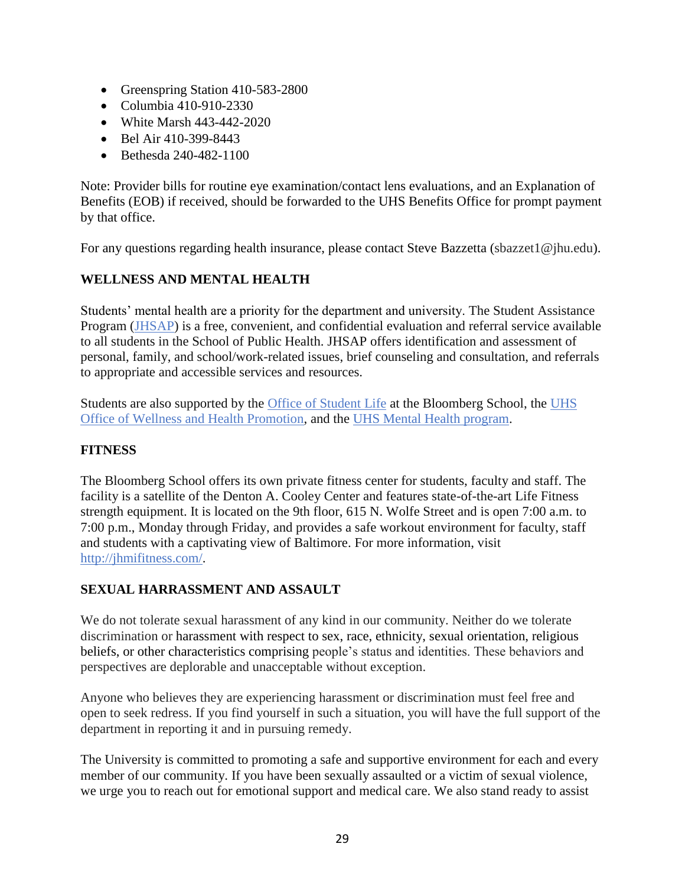- Greenspring Station 410-583-2800
- Columbia 410-910-2330
- White Marsh 443-442-2020
- Bel Air 410-399-8443
- Bethesda 240-482-1100

Note: Provider bills for routine eye examination/contact lens evaluations, and an Explanation of Benefits (EOB) if received, should be forwarded to the UHS Benefits Office for prompt payment by that office.

For any questions regarding health insurance, please contact Steve Bazzetta (sbazzet1@jhu.edu).

## WELLNESS AND MENTAL HEALTH

Students' mental health are a priority for the department and university. The Student Assistance Program (JHSAP) is a free, convenient, and confidential evaluation and referral service available to all students in the School of Public Health. JHSAP offers identification and assessment of personal, family, and school/work-related issues, brief counseling and consultation, and referrals to appropriate and accessible services and resources.

Students are also supported by the Office of Student Life at the Bloomberg School, the UHS Office of Wellness and Health Promotion, and the UHS Mental Health program.

## FITNESS

The Bloomberg School offers its own private fitness center for students, faculty and staff. The facility is a satellite of the Denton A. Cooley Center and features state-of-the-art Life Fitness strength equipment. It is located on the 9th floor, 615 N. Wolfe Street and is open 7:00 a.m. to 7:00 p.m., Monday through Friday, and provides a safe workout environment for faculty, staff and students with a captivating view of Baltimore. For more information, visit http://jhmifitness.com/.

## SEXUAL HARRASSMENT AND ASSAULT

We do not tolerate sexual harassment of any kind in our community. Neither do we tolerate discrimination or harassment with respect to sex, race, ethnicity, sexual orientation, religious beliefs, or other characteristics comprising people's status and identities. These behaviors and perspectives are deplorable and unacceptable without exception.

Anyone who believes they are experiencing harassment or discrimination must feel free and open to seek redress. If you find yourself in such a situation, you will have the full support of the department in reporting it and in pursuing remedy.

The University is committed to promoting a safe and supportive environment for each and every member of our community. If you have been sexually assaulted or a victim of sexual violence, we urge you to reach out for emotional support and medical care. We also stand ready to assist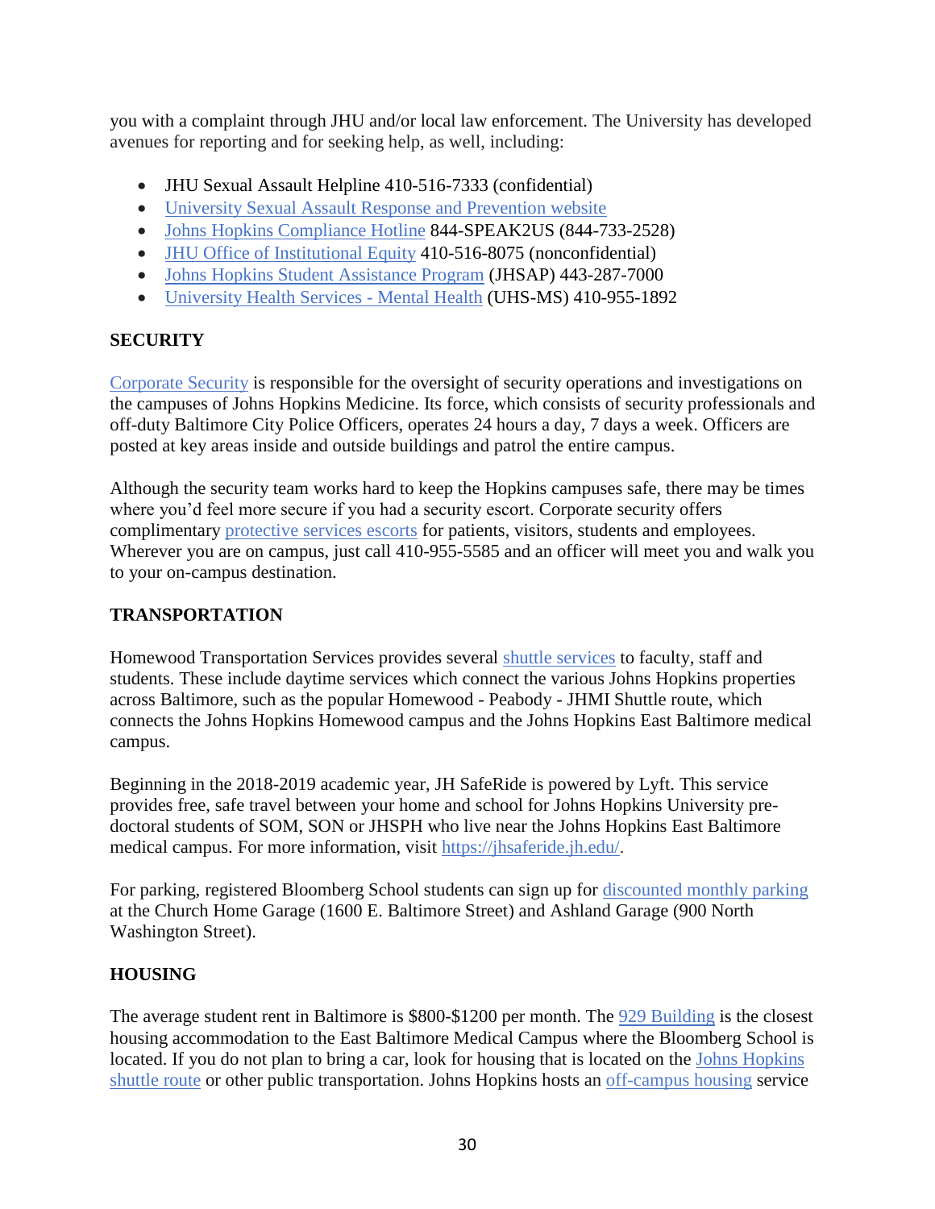you with a complaint through JHU and/or local law enforcement. The University has developed avenues for reporting and for seeking help, as well, including:

- JHU Sexual Assault Helpline 410-516-7333 (confidential)
- University Sexual Assault Response and Prevention website
- Johns Hopkins Compliance Hotline 844-SPEAK2US (844-733-2528)
- JHU Office of Institutional Equity 410-516-8075 (nonconfidential)
- Johns Hopkins Student Assistance Program (JHSAP) 443-287-7000
- University Health Services - Mental Health (UHS-MS) 410-955-1892

**SECURITY**

Corporate Security is responsible for the oversight of security operations and investigations on the campuses of Johns Hopkins Medicine. Its force, which consists of security professionals and off-duty Baltimore City Police Officers, operates 24 hours a day, 7 days a week. Officers are posted at key areas inside and outside buildings and patrol the entire campus.

Although the security team works hard to keep the Hopkins campuses safe, there may be times where you'd feel more secure if you had a security escort. Corporate security offers complimentary protective services escorts for patients, visitors, students and employees. Wherever you are on campus, just call 410-955-5585 and an officer will meet you and walk you to your on-campus destination.

**TRANSPORTATION**

Homewood Transportation Services provides several shuttle services to faculty, staff and students. These include daytime services which connect the various Johns Hopkins properties across Baltimore, such as the popular Homewood - Peabody - JHMI Shuttle route, which connects the Johns Hopkins Homewood campus and the Johns Hopkins East Baltimore medical campus.

Beginning in the 2018-2019 academic year, JH SafeRide is powered by Lyft. This service provides free, safe travel between your home and school for Johns Hopkins University pre-doctoral students of SOM, SON or JHSPH who live near the Johns Hopkins East Baltimore medical campus. For more information, visit https://jhsaferide.jh.edu/.

For parking, registered Bloomberg School students can sign up for discounted monthly parking at the Church Home Garage (1600 E. Baltimore Street) and Ashland Garage (900 North Washington Street).

**HOUSING**

The average student rent in Baltimore is $800-$1200 per month. The 929 Building is the closest housing accommodation to the East Baltimore Medical Campus where the Bloomberg School is located. If you do not plan to bring a car, look for housing that is located on the Johns Hopkins shuttle route or other public transportation. Johns Hopkins hosts an off-campus housing service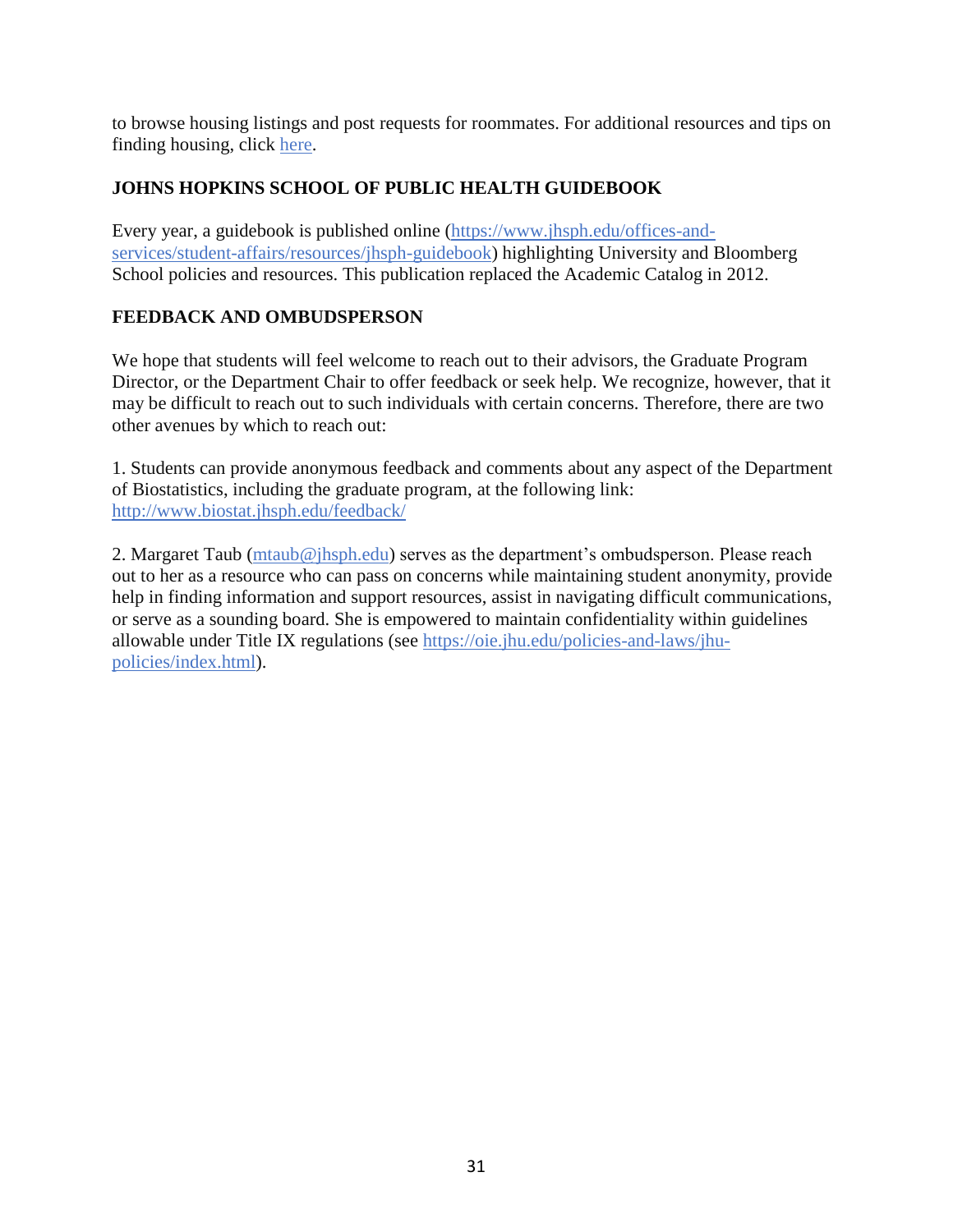to browse housing listings and post requests for roommates. For additional resources and tips on finding housing, click [here](here).

## JOHNS HOPKINS SCHOOL OF PUBLIC HEALTH GUIDEBOOK

Every year, a guidebook is published online (https://www.jhsph.edu/offices-and-services/student-affairs/resources/jhsph-guidebook) highlighting University and Bloomberg School policies and resources. This publication replaced the Academic Catalog in 2012.

## FEEDBACK AND OMBUDSPERSON

We hope that students will feel welcome to reach out to their advisors, the Graduate Program Director, or the Department Chair to offer feedback or seek help. We recognize, however, that it may be difficult to reach out to such individuals with certain concerns. Therefore, there are two other avenues by which to reach out:

1. Students can provide anonymous feedback and comments about any aspect of the Department of Biostatistics, including the graduate program, at the following link: http://www.biostat.jhsph.edu/feedback/

2. Margaret Taub (mtaub@jhsph.edu) serves as the department's ombudsperson. Please reach out to her as a resource who can pass on concerns while maintaining student anonymity, provide help in finding information and support resources, assist in navigating difficult communications, or serve as a sounding board. She is empowered to maintain confidentiality within guidelines allowable under Title IX regulations (see https://oie.jhu.edu/policies-and-laws/jhu-policies/index.html).